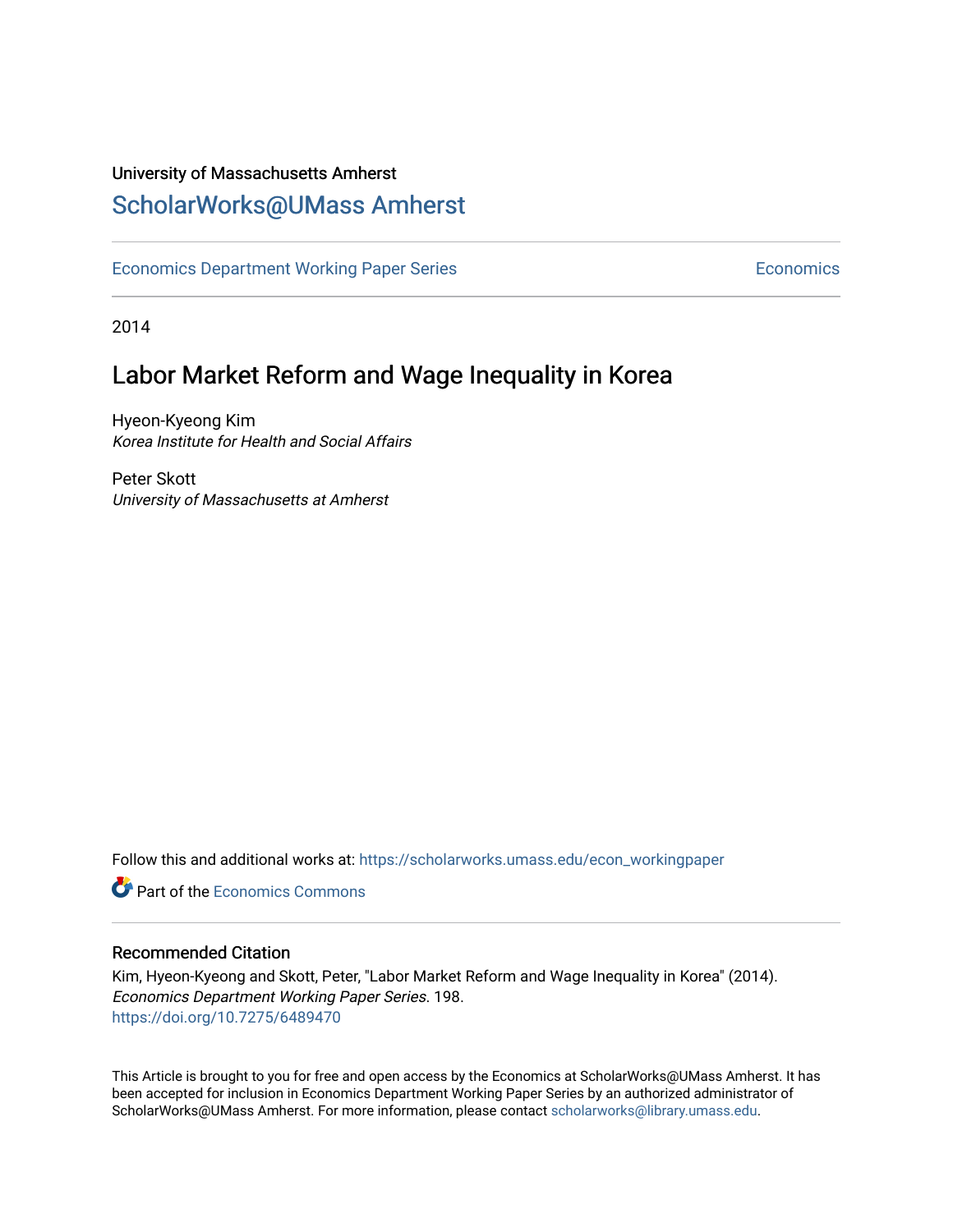University of Massachusetts Amherst

# ScholarWorks@UMass Amherst

Economics Department Working Paper Series | Economics

2014

## Labor Market Reform and Wage Inequality in Korea

Hyeon-Kyeong Kim
*Korea Institute for Health and Social Affairs*

Peter Skott
*University of Massachusetts at Amherst*

Follow this and additional works at: https://scholarworks.umass.edu/econ_workingpaper

Part of the Economics Commons

### Recommended Citation

Kim, Hyeon-Kyeong and Skott, Peter, "Labor Market Reform and Wage Inequality in Korea" (2014). *Economics Department Working Paper Series*. 198.
https://doi.org/10.7275/6489470

This Article is brought to you for free and open access by the Economics at ScholarWorks@UMass Amherst. It has been accepted for inclusion in Economics Department Working Paper Series by an authorized administrator of ScholarWorks@UMass Amherst. For more information, please contact scholarworks@library.umass.edu.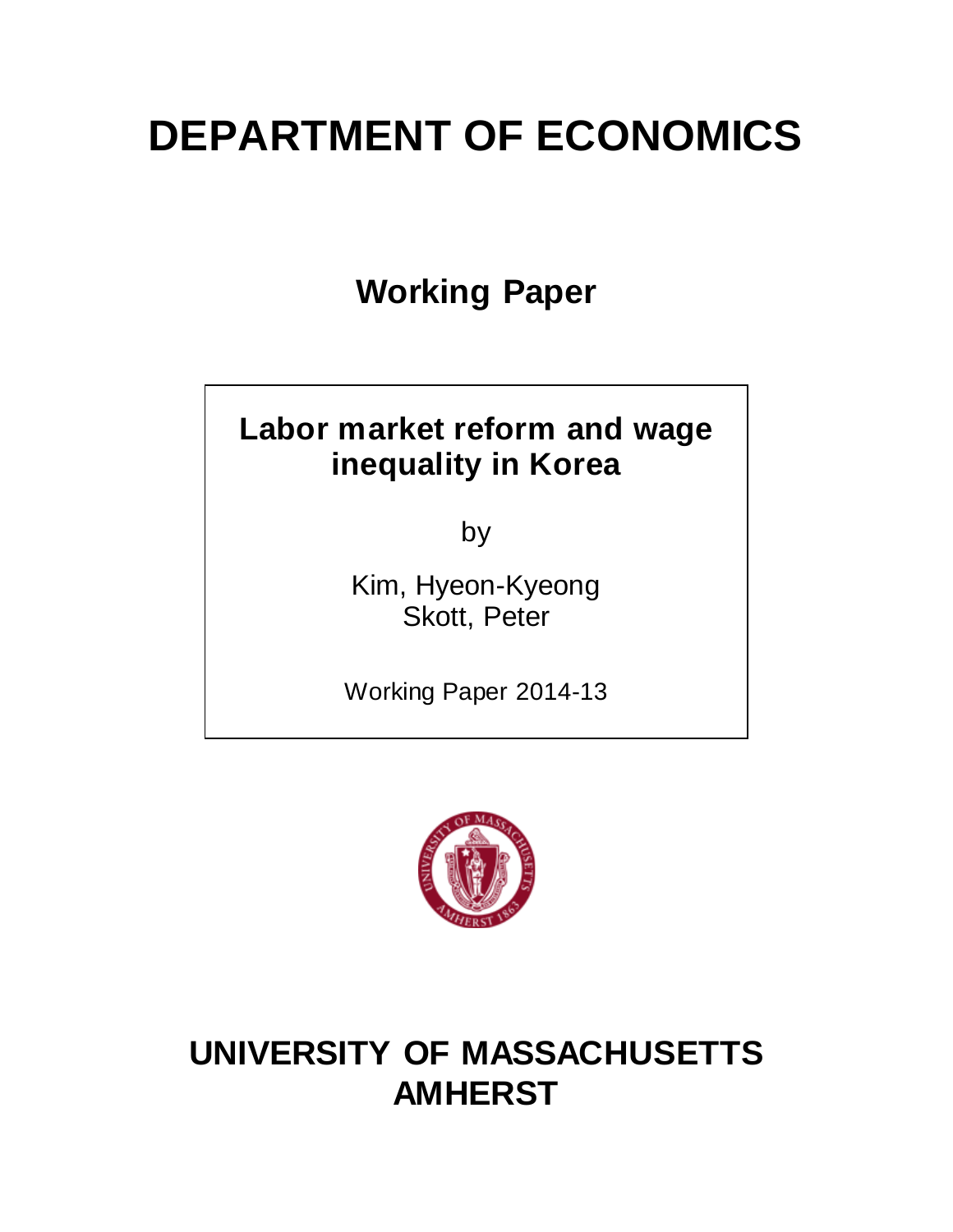# DEPARTMENT OF ECONOMICS

## Working Paper

**Labor market reform and wage inequality in Korea**

by

Kim, Hyeon-Kyeong
Skott, Peter

Working Paper 2014-13

# UNIVERSITY OF MASSACHUSETTS AMHERST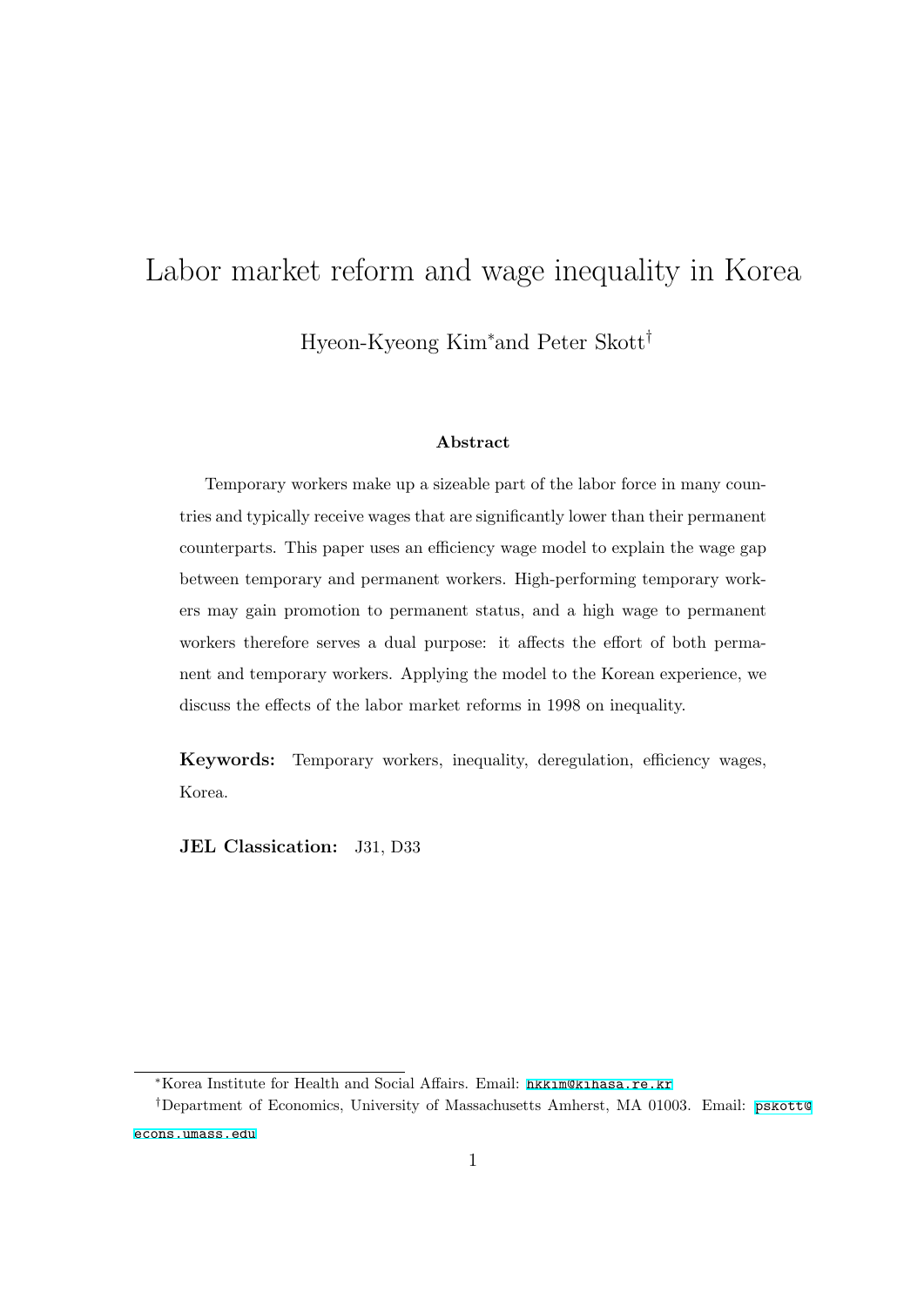# Labor market reform and wage inequality in Korea

Hyeon-Kyeong Kim[*] and Peter Skott[†]

**Abstract**

Temporary workers make up a sizeable part of the labor force in many countries and typically receive wages that are significantly lower than their permanent counterparts. This paper uses an efficiency wage model to explain the wage gap between temporary and permanent workers. High-performing temporary workers may gain promotion to permanent status, and a high wage to permanent workers therefore serves a dual purpose: it affects the effort of both permanent and temporary workers. Applying the model to the Korean experience, we discuss the effects of the labor market reforms in 1998 on inequality.

**Keywords:** Temporary workers, inequality, deregulation, efficiency wages, Korea.

**JEL Classication:** J31, D33

---

[*] Korea Institute for Health and Social Affairs. Email: hkkim@kihasa.re.kr

[†] Department of Economics, University of Massachusetts Amherst, MA 01003. Email: pskott@econs.umass.edu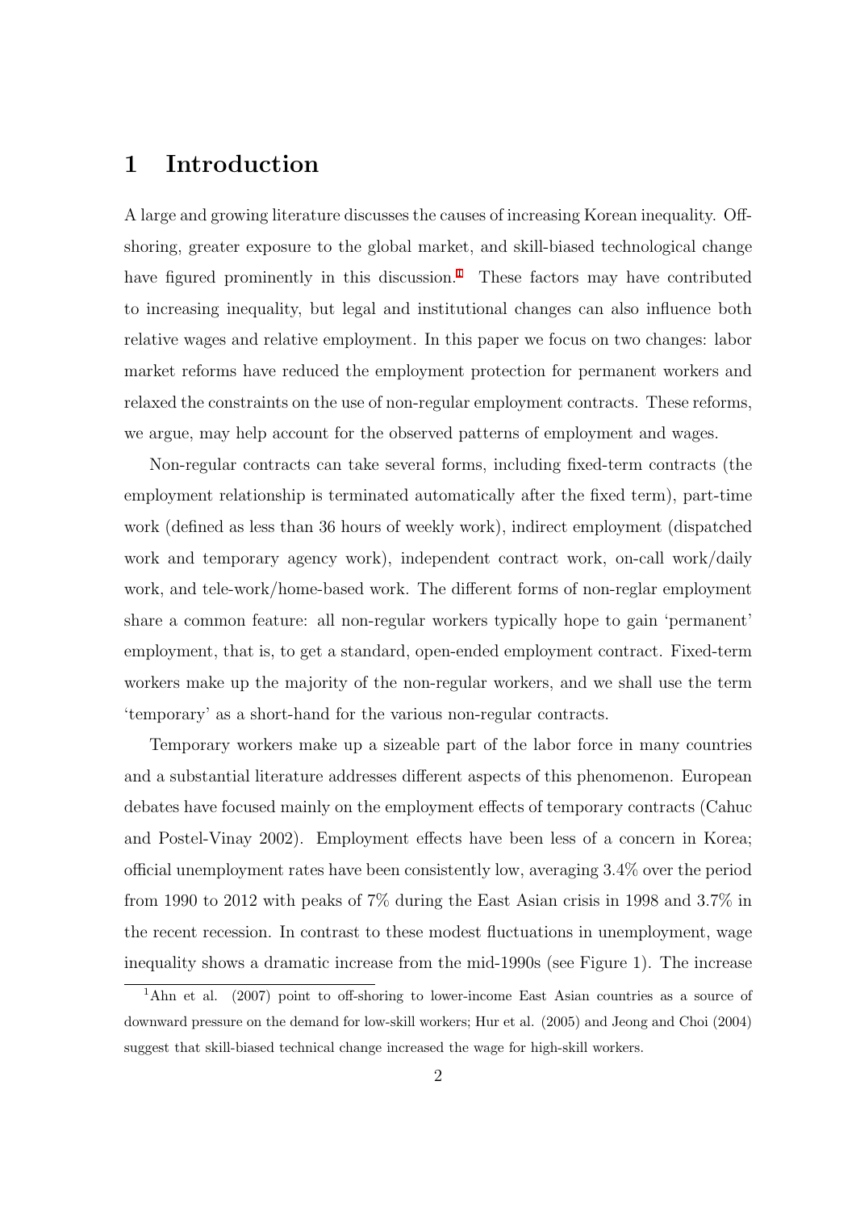# 1 Introduction

A large and growing literature discusses the causes of increasing Korean inequality. Off-shoring, greater exposure to the global market, and skill-biased technological change have figured prominently in this discussion.[1] These factors may have contributed to increasing inequality, but legal and institutional changes can also influence both relative wages and relative employment. In this paper we focus on two changes: labor market reforms have reduced the employment protection for permanent workers and relaxed the constraints on the use of non-regular employment contracts. These reforms, we argue, may help account for the observed patterns of employment and wages.

Non-regular contracts can take several forms, including fixed-term contracts (the employment relationship is terminated automatically after the fixed term), part-time work (defined as less than 36 hours of weekly work), indirect employment (dispatched work and temporary agency work), independent contract work, on-call work/daily work, and tele-work/home-based work. The different forms of non-reglar employment share a common feature: all non-regular workers typically hope to gain 'permanent' employment, that is, to get a standard, open-ended employment contract. Fixed-term workers make up the majority of the non-regular workers, and we shall use the term 'temporary' as a short-hand for the various non-regular contracts.

Temporary workers make up a sizeable part of the labor force in many countries and a substantial literature addresses different aspects of this phenomenon. European debates have focused mainly on the employment effects of temporary contracts (Cahuc and Postel-Vinay 2002). Employment effects have been less of a concern in Korea; official unemployment rates have been consistently low, averaging 3.4% over the period from 1990 to 2012 with peaks of 7% during the East Asian crisis in 1998 and 3.7% in the recent recession. In contrast to these modest fluctuations in unemployment, wage inequality shows a dramatic increase from the mid-1990s (see Figure 1). The increase

[1] Ahn et al. (2007) point to off-shoring to lower-income East Asian countries as a source of downward pressure on the demand for low-skill workers; Hur et al. (2005) and Jeong and Choi (2004) suggest that skill-biased technical change increased the wage for high-skill workers.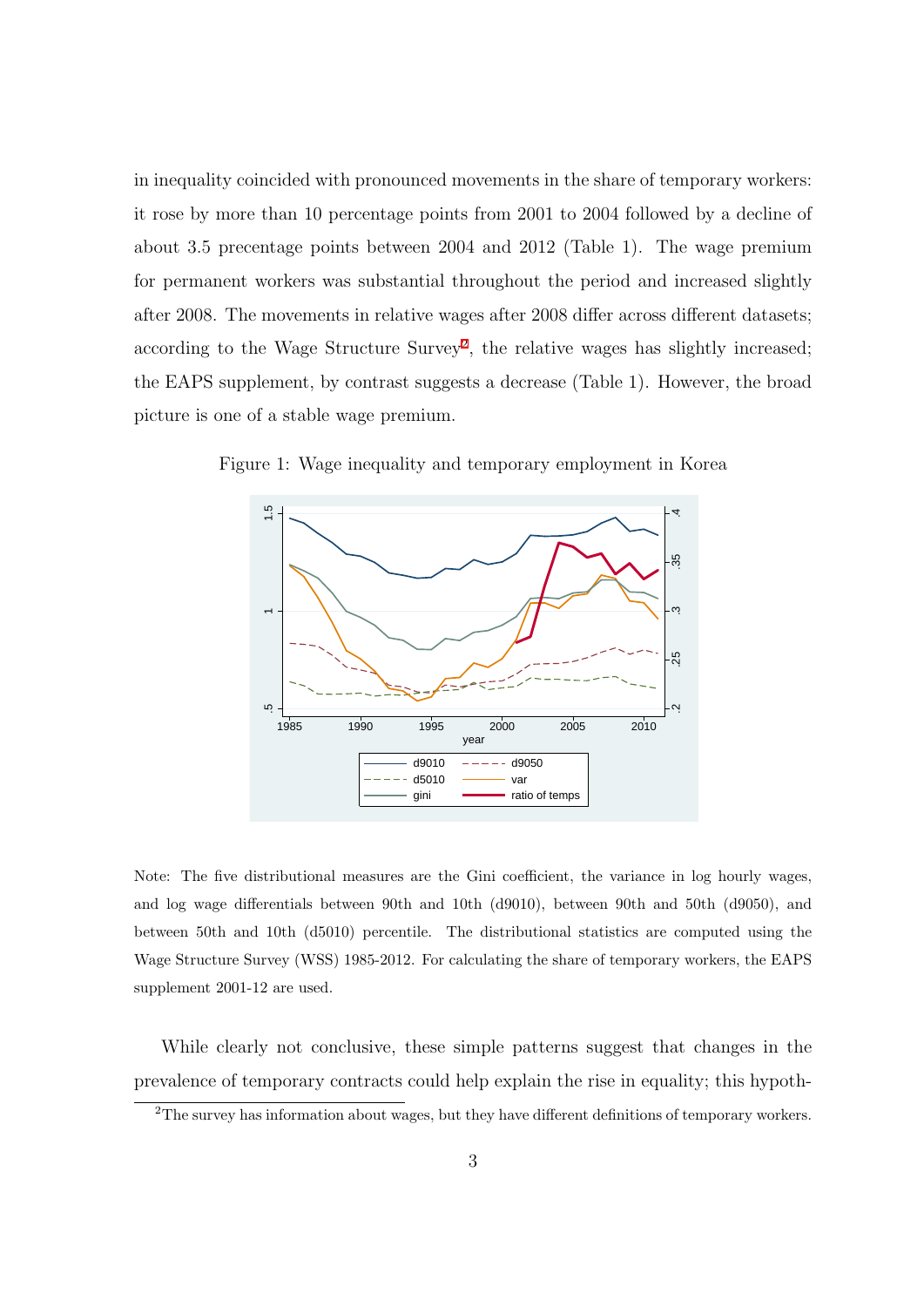in inequality coincided with pronounced movements in the share of temporary workers: it rose by more than 10 percentage points from 2001 to 2004 followed by a decline of about 3.5 precentage points between 2004 and 2012 (Table 1). The wage premium for permanent workers was substantial throughout the period and increased slightly after 2008. The movements in relative wages after 2008 differ across different datasets; according to the Wage Structure Survey[2], the relative wages has slightly increased; the EAPS supplement, by contrast suggests a decrease (Table 1). However, the broad picture is one of a stable wage premium.

Figure 1: Wage inequality and temporary employment in Korea

Note: The five distributional measures are the Gini coefficient, the variance in log hourly wages, and log wage differentials between 90th and 10th (d9010), between 90th and 50th (d9050), and between 50th and 10th (d5010) percentile. The distributional statistics are computed using the Wage Structure Survey (WSS) 1985-2012. For calculating the share of temporary workers, the EAPS supplement 2001-12 are used.

While clearly not conclusive, these simple patterns suggest that changes in the prevalence of temporary contracts could help explain the rise in equality; this hypoth-

[2] The survey has information about wages, but they have different definitions of temporary workers.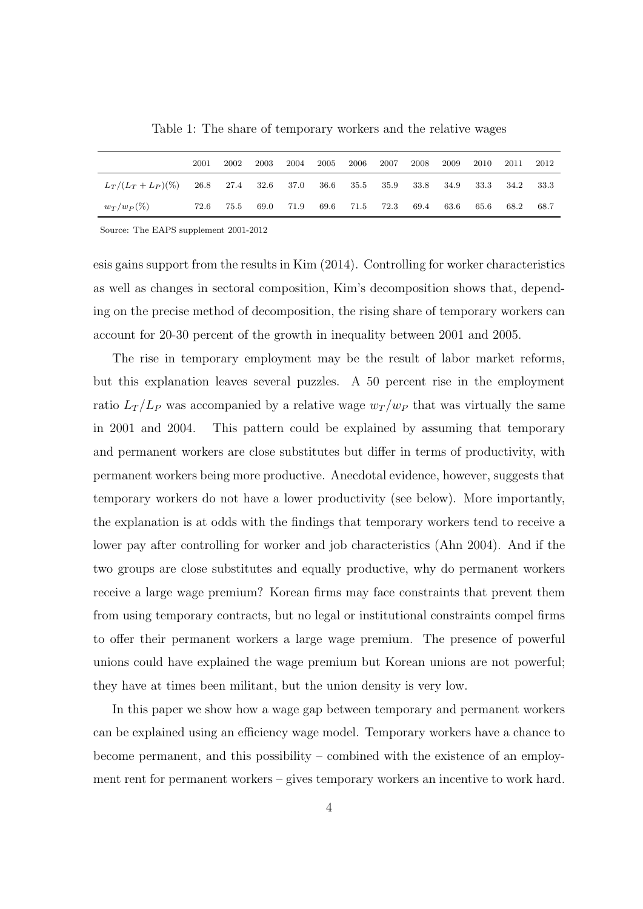Table 1: The share of temporary workers and the relative wages

| | 2001 | 2002 | 2003 | 2004 | 2005 | 2006 | 2007 | 2008 | 2009 | 2010 | 2011 | 2012 |
|---|---|---|---|---|---|---|---|---|---|---|---|---|
| $L_T/(L_T+L_P)(\%)$ | 26.8 | 27.4 | 32.6 | 37.0 | 36.6 | 35.5 | 35.9 | 33.8 | 34.9 | 33.3 | 34.2 | 33.3 |
| $w_T/w_P(\%)$ | 72.6 | 75.5 | 69.0 | 71.9 | 69.6 | 71.5 | 72.3 | 69.4 | 63.6 | 65.6 | 68.2 | 68.7 |

Source: The EAPS supplement 2001-2012

esis gains support from the results in Kim (2014). Controlling for worker characteristics as well as changes in sectoral composition, Kim's decomposition shows that, depending on the precise method of decomposition, the rising share of temporary workers can account for 20-30 percent of the growth in inequality between 2001 and 2005.

The rise in temporary employment may be the result of labor market reforms, but this explanation leaves several puzzles. A 50 percent rise in the employment ratio $L_T/L_P$ was accompanied by a relative wage $w_T/w_P$ that was virtually the same in 2001 and 2004. This pattern could be explained by assuming that temporary and permanent workers are close substitutes but differ in terms of productivity, with permanent workers being more productive. Anecdotal evidence, however, suggests that temporary workers do not have a lower productivity (see below). More importantly, the explanation is at odds with the findings that temporary workers tend to receive a lower pay after controlling for worker and job characteristics (Ahn 2004). And if the two groups are close substitutes and equally productive, why do permanent workers receive a large wage premium? Korean firms may face constraints that prevent them from using temporary contracts, but no legal or institutional constraints compel firms to offer their permanent workers a large wage premium. The presence of powerful unions could have explained the wage premium but Korean unions are not powerful; they have at times been militant, but the union density is very low.

In this paper we show how a wage gap between temporary and permanent workers can be explained using an efficiency wage model. Temporary workers have a chance to become permanent, and this possibility – combined with the existence of an employment rent for permanent workers – gives temporary workers an incentive to work hard.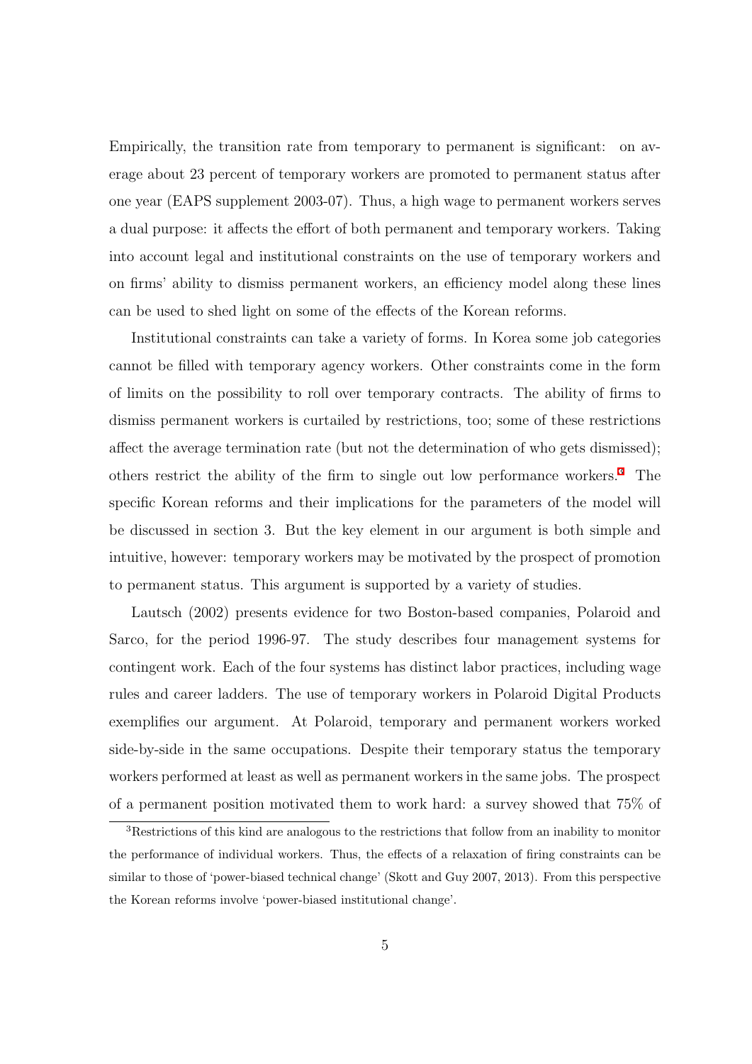Empirically, the transition rate from temporary to permanent is significant: on average about 23 percent of temporary workers are promoted to permanent status after one year (EAPS supplement 2003-07). Thus, a high wage to permanent workers serves a dual purpose: it affects the effort of both permanent and temporary workers. Taking into account legal and institutional constraints on the use of temporary workers and on firms' ability to dismiss permanent workers, an efficiency model along these lines can be used to shed light on some of the effects of the Korean reforms.

Institutional constraints can take a variety of forms. In Korea some job categories cannot be filled with temporary agency workers. Other constraints come in the form of limits on the possibility to roll over temporary contracts. The ability of firms to dismiss permanent workers is curtailed by restrictions, too; some of these restrictions affect the average termination rate (but not the determination of who gets dismissed); others restrict the ability of the firm to single out low performance workers.[3] The specific Korean reforms and their implications for the parameters of the model will be discussed in section 3. But the key element in our argument is both simple and intuitive, however: temporary workers may be motivated by the prospect of promotion to permanent status. This argument is supported by a variety of studies.

Lautsch (2002) presents evidence for two Boston-based companies, Polaroid and Sarco, for the period 1996-97. The study describes four management systems for contingent work. Each of the four systems has distinct labor practices, including wage rules and career ladders. The use of temporary workers in Polaroid Digital Products exemplifies our argument. At Polaroid, temporary and permanent workers worked side-by-side in the same occupations. Despite their temporary status the temporary workers performed at least as well as permanent workers in the same jobs. The prospect of a permanent position motivated them to work hard: a survey showed that 75% of

[3] Restrictions of this kind are analogous to the restrictions that follow from an inability to monitor the performance of individual workers. Thus, the effects of a relaxation of firing constraints can be similar to those of 'power-biased technical change' (Skott and Guy 2007, 2013). From this perspective the Korean reforms involve 'power-biased institutional change'.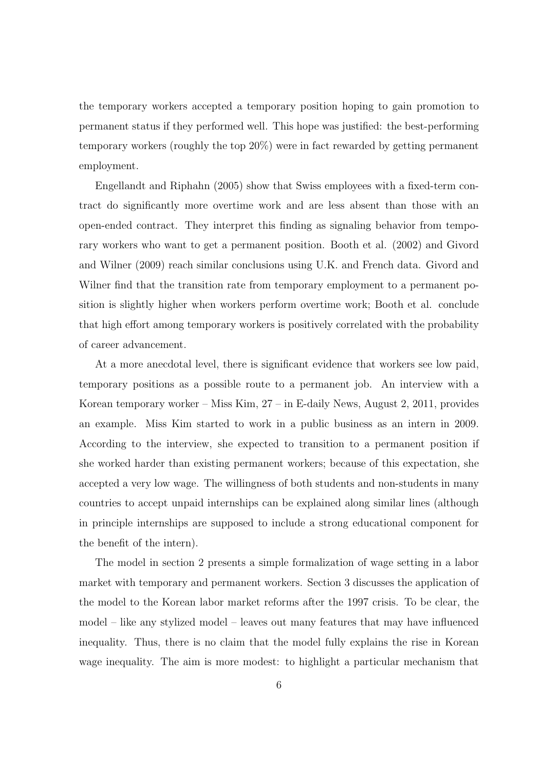the temporary workers accepted a temporary position hoping to gain promotion to permanent status if they performed well. This hope was justified: the best-performing temporary workers (roughly the top 20%) were in fact rewarded by getting permanent employment.

Engellandt and Riphahn (2005) show that Swiss employees with a fixed-term contract do significantly more overtime work and are less absent than those with an open-ended contract. They interpret this finding as signaling behavior from temporary workers who want to get a permanent position. Booth et al. (2002) and Givord and Wilner (2009) reach similar conclusions using U.K. and French data. Givord and Wilner find that the transition rate from temporary employment to a permanent position is slightly higher when workers perform overtime work; Booth et al. conclude that high effort among temporary workers is positively correlated with the probability of career advancement.

At a more anecdotal level, there is significant evidence that workers see low paid, temporary positions as a possible route to a permanent job. An interview with a Korean temporary worker – Miss Kim, 27 – in E-daily News, August 2, 2011, provides an example. Miss Kim started to work in a public business as an intern in 2009. According to the interview, she expected to transition to a permanent position if she worked harder than existing permanent workers; because of this expectation, she accepted a very low wage. The willingness of both students and non-students in many countries to accept unpaid internships can be explained along similar lines (although in principle internships are supposed to include a strong educational component for the benefit of the intern).

The model in section 2 presents a simple formalization of wage setting in a labor market with temporary and permanent workers. Section 3 discusses the application of the model to the Korean labor market reforms after the 1997 crisis. To be clear, the model – like any stylized model – leaves out many features that may have influenced inequality. Thus, there is no claim that the model fully explains the rise in Korean wage inequality. The aim is more modest: to highlight a particular mechanism that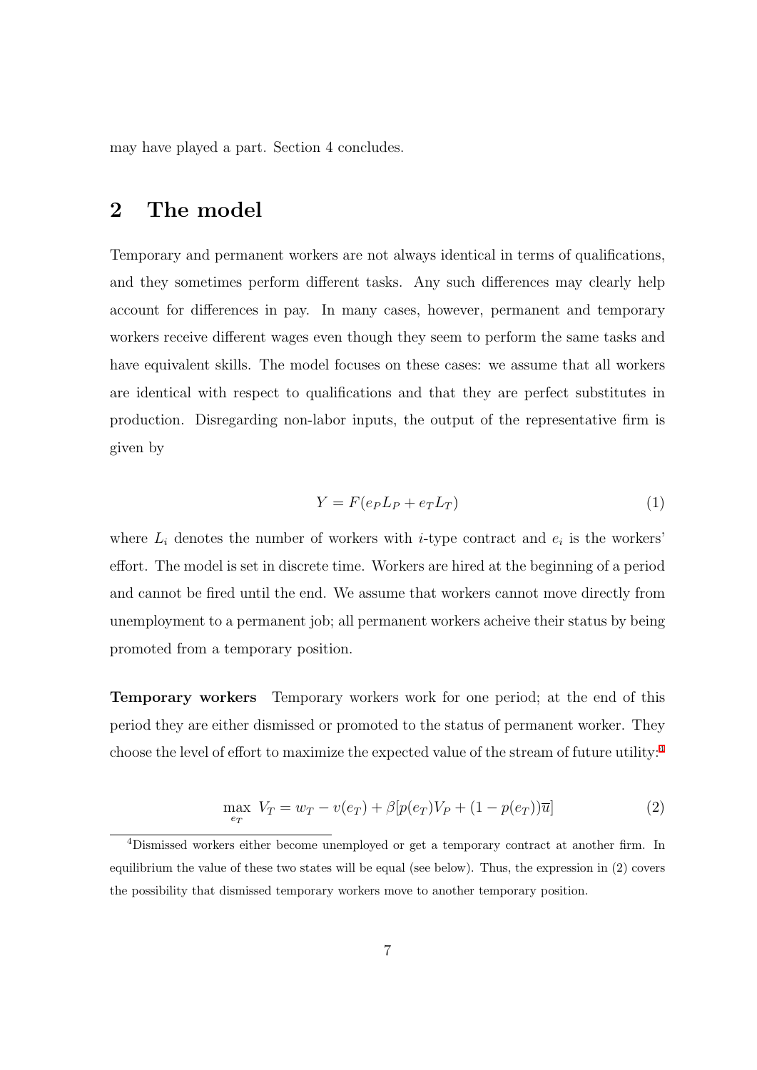may have played a part. Section 4 concludes.

## 2 The model

Temporary and permanent workers are not always identical in terms of qualifications, and they sometimes perform different tasks. Any such differences may clearly help account for differences in pay. In many cases, however, permanent and temporary workers receive different wages even though they seem to perform the same tasks and have equivalent skills. The model focuses on these cases: we assume that all workers are identical with respect to qualifications and that they are perfect substitutes in production. Disregarding non-labor inputs, the output of the representative firm is given by

$$Y = F(e_P L_P + e_T L_T) \tag{1}$$

where $L_i$ denotes the number of workers with $i$-type contract and $e_i$ is the workers' effort. The model is set in discrete time. Workers are hired at the beginning of a period and cannot be fired until the end. We assume that workers cannot move directly from unemployment to a permanent job; all permanent workers acheive their status by being promoted from a temporary position.

**Temporary workers** Temporary workers work for one period; at the end of this period they are either dismissed or promoted to the status of permanent worker. They choose the level of effort to maximize the expected value of the stream of future utility:[4]

$$\max_{e_T} \; V_T = w_T - v(e_T) + \beta[p(e_T)V_P + (1 - p(e_T))\overline{u}] \tag{2}$$

[4]Dismissed workers either become unemployed or get a temporary contract at another firm. In equilibrium the value of these two states will be equal (see below). Thus, the expression in (2) covers the possibility that dismissed temporary workers move to another temporary position.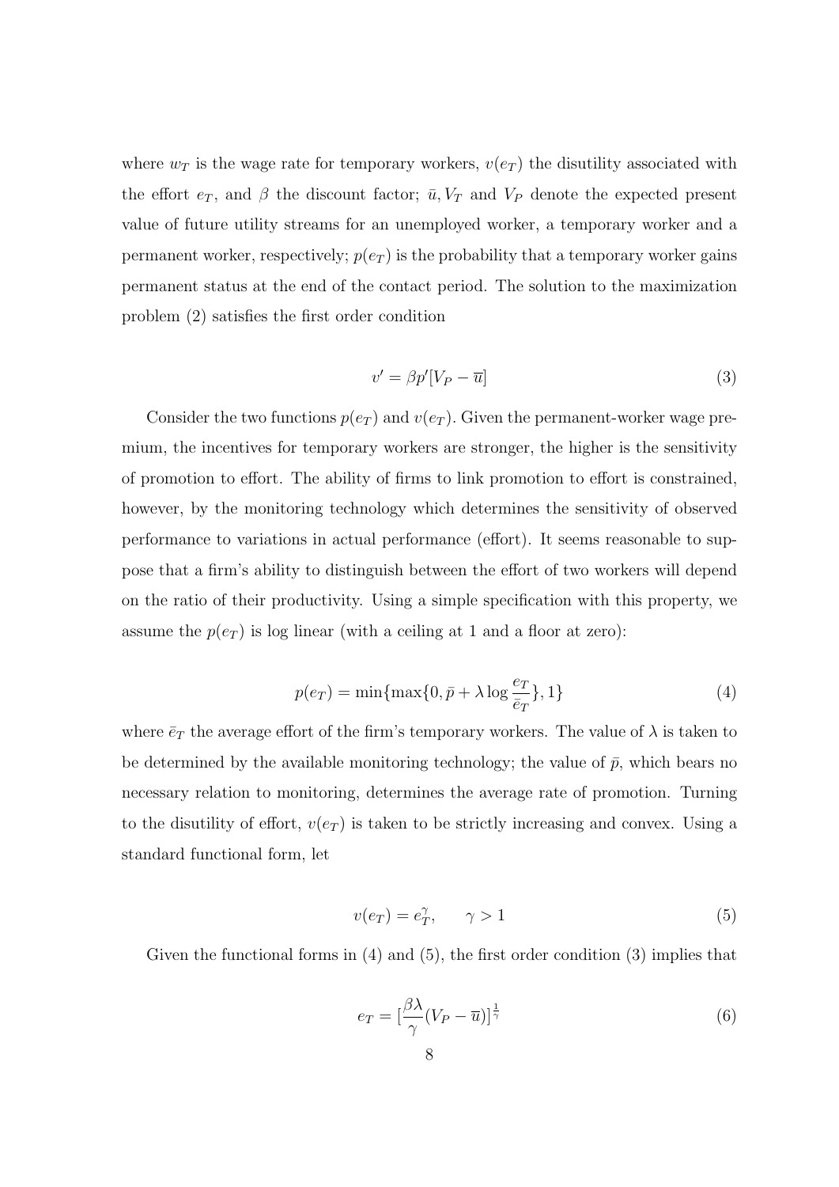where $w_T$ is the wage rate for temporary workers, $v(e_T)$ the disutility associated with the effort $e_T$, and $\beta$ the discount factor; $\bar{u}, V_T$ and $V_P$ denote the expected present value of future utility streams for an unemployed worker, a temporary worker and a permanent worker, respectively; $p(e_T)$ is the probability that a temporary worker gains permanent status at the end of the contact period. The solution to the maximization problem (2) satisfies the first order condition

$$v' = \beta p'[V_P - \overline{u}] \tag{3}$$

Consider the two functions $p(e_T)$ and $v(e_T)$. Given the permanent-worker wage premium, the incentives for temporary workers are stronger, the higher is the sensitivity of promotion to effort. The ability of firms to link promotion to effort is constrained, however, by the monitoring technology which determines the sensitivity of observed performance to variations in actual performance (effort). It seems reasonable to suppose that a firm's ability to distinguish between the effort of two workers will depend on the ratio of their productivity. Using a simple specification with this property, we assume the $p(e_T)$ is log linear (with a ceiling at 1 and a floor at zero):

$$p(e_T) = \min\{\max\{0, \bar{p} + \lambda \log \frac{e_T}{\bar{e}_T}\}, 1\} \tag{4}$$

where $\bar{e}_T$ the average effort of the firm's temporary workers. The value of $\lambda$ is taken to be determined by the available monitoring technology; the value of $\bar{p}$, which bears no necessary relation to monitoring, determines the average rate of promotion. Turning to the disutility of effort, $v(e_T)$ is taken to be strictly increasing and convex. Using a standard functional form, let

$$v(e_T) = e_T^{\gamma}, \qquad \gamma > 1 \tag{5}$$

Given the functional forms in (4) and (5), the first order condition (3) implies that

$$e_T = [\frac{\beta\lambda}{\gamma}(V_P - \overline{u})]^{\frac{1}{\gamma}} \tag{6}$$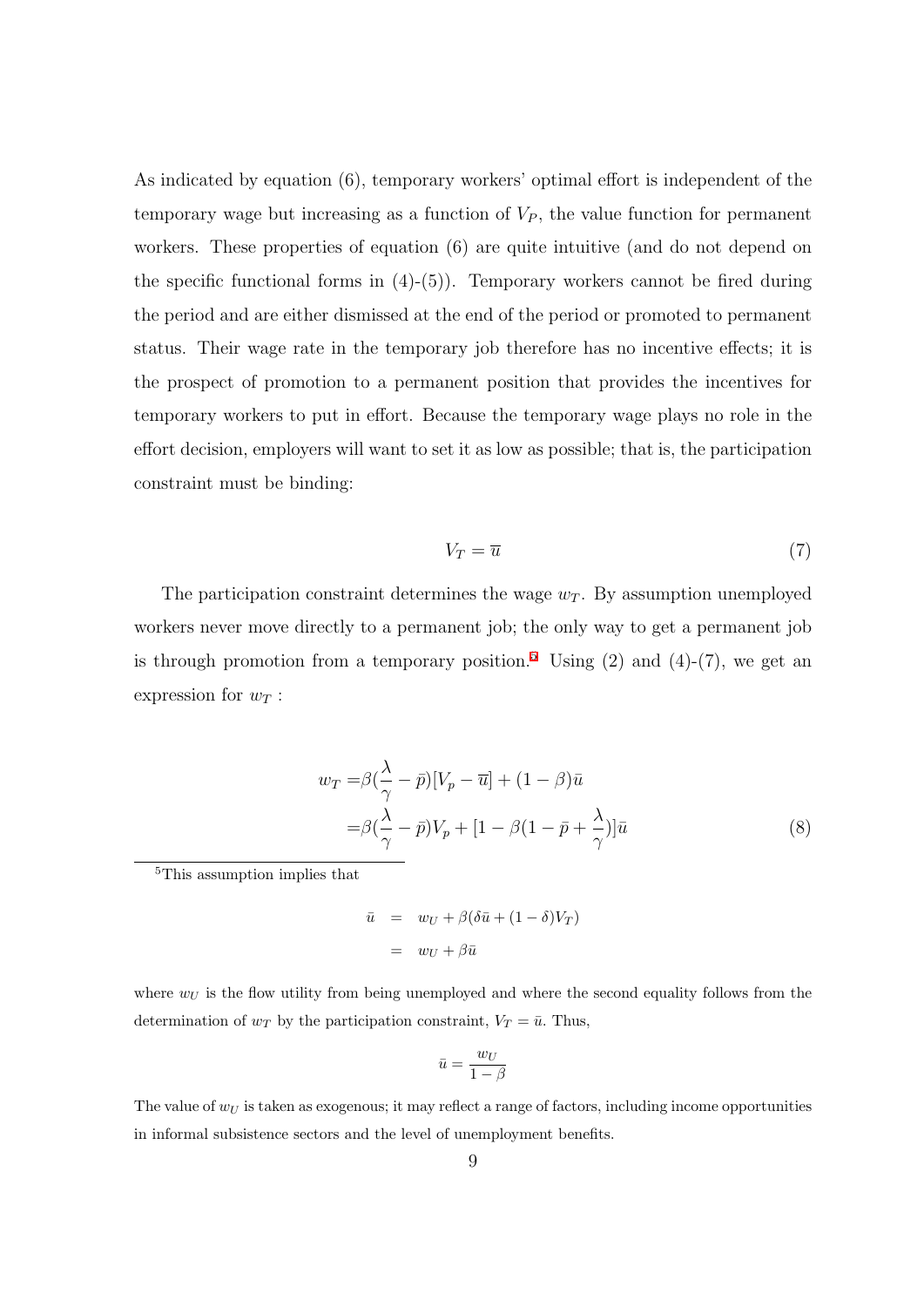As indicated by equation (6), temporary workers' optimal effort is independent of the temporary wage but increasing as a function of $V_P$, the value function for permanent workers. These properties of equation (6) are quite intuitive (and do not depend on the specific functional forms in (4)-(5)). Temporary workers cannot be fired during the period and are either dismissed at the end of the period or promoted to permanent status. Their wage rate in the temporary job therefore has no incentive effects; it is the prospect of promotion to a permanent position that provides the incentives for temporary workers to put in effort. Because the temporary wage plays no role in the effort decision, employers will want to set it as low as possible; that is, the participation constraint must be binding:

$$V_T = \overline{u} \tag{7}$$

The participation constraint determines the wage $w_T$. By assumption unemployed workers never move directly to a permanent job; the only way to get a permanent job is through promotion from a temporary position.[5] Using (2) and (4)-(7), we get an expression for $w_T$ :

$$\begin{aligned} w_T =& \beta(\frac{\lambda}{\gamma} - \bar{p})[V_p - \overline{u}] + (1-\beta)\bar{u} \\ =& \beta(\frac{\lambda}{\gamma} - \bar{p})V_p + [1 - \beta(1 - \bar{p} + \frac{\lambda}{\gamma})]\bar{u} \end{aligned} \tag{8}$$

[5]This assumption implies that

$$\begin{aligned} \bar{u} &= w_U + \beta(\delta\bar{u} + (1-\delta)V_T) \\ &= w_U + \beta\bar{u} \end{aligned}$$

where $w_U$ is the flow utility from being unemployed and where the second equality follows from the determination of $w_T$ by the participation constraint, $V_T = \bar{u}$. Thus,

$$\bar{u} = \frac{w_U}{1-\beta}$$

The value of $w_U$ is taken as exogenous; it may reflect a range of factors, including income opportunities in informal subsistence sectors and the level of unemployment benefits.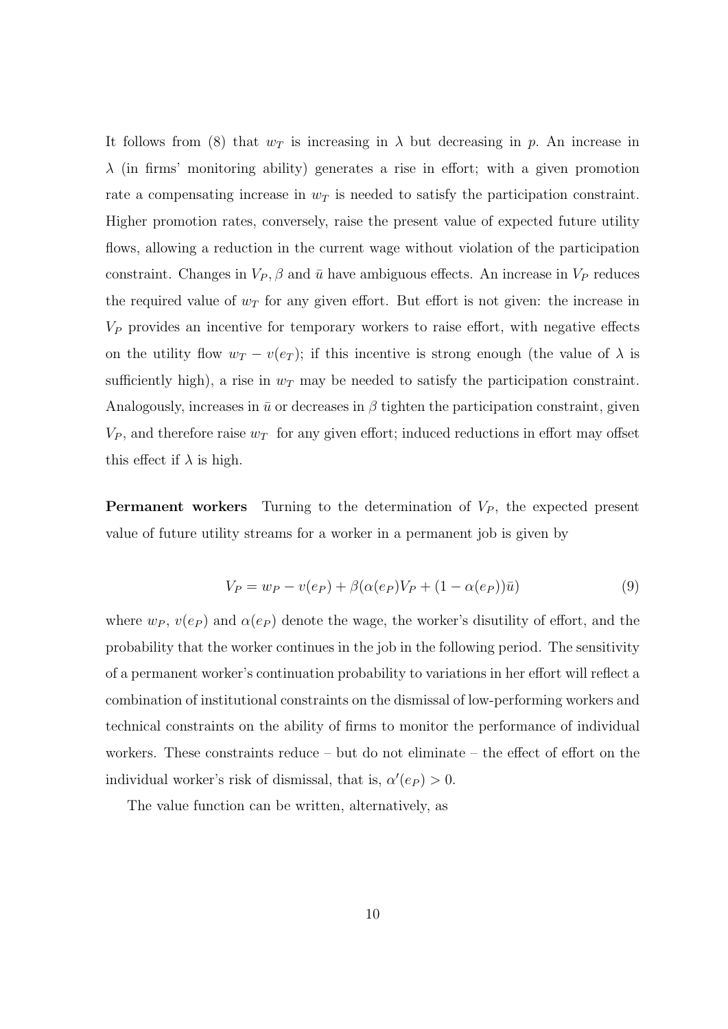It follows from (8) that $w_T$ is increasing in $\lambda$ but decreasing in $p$. An increase in $\lambda$ (in firms' monitoring ability) generates a rise in effort; with a given promotion rate a compensating increase in $w_T$ is needed to satisfy the participation constraint. Higher promotion rates, conversely, raise the present value of expected future utility flows, allowing a reduction in the current wage without violation of the participation constraint. Changes in $V_P, \beta$ and $\bar{u}$ have ambiguous effects. An increase in $V_P$ reduces the required value of $w_T$ for any given effort. But effort is not given: the increase in $V_P$ provides an incentive for temporary workers to raise effort, with negative effects on the utility flow $w_T - v(e_T)$; if this incentive is strong enough (the value of $\lambda$ is sufficiently high), a rise in $w_T$ may be needed to satisfy the participation constraint. Analogously, increases in $\bar{u}$ or decreases in $\beta$ tighten the participation constraint, given $V_P$, and therefore raise $w_T$ for any given effort; induced reductions in effort may offset this effect if $\lambda$ is high.

**Permanent workers** Turning to the determination of $V_P$, the expected present value of future utility streams for a worker in a permanent job is given by

$$V_P = w_P - v(e_P) + \beta(\alpha(e_P)V_P + (1 - \alpha(e_P))\bar{u}) \tag{9}$$

where $w_P$, $v(e_P)$ and $\alpha(e_P)$ denote the wage, the worker's disutility of effort, and the probability that the worker continues in the job in the following period. The sensitivity of a permanent worker's continuation probability to variations in her effort will reflect a combination of institutional constraints on the dismissal of low-performing workers and technical constraints on the ability of firms to monitor the performance of individual workers. These constraints reduce – but do not eliminate – the effect of effort on the individual worker's risk of dismissal, that is, $\alpha'(e_P) > 0$.

The value function can be written, alternatively, as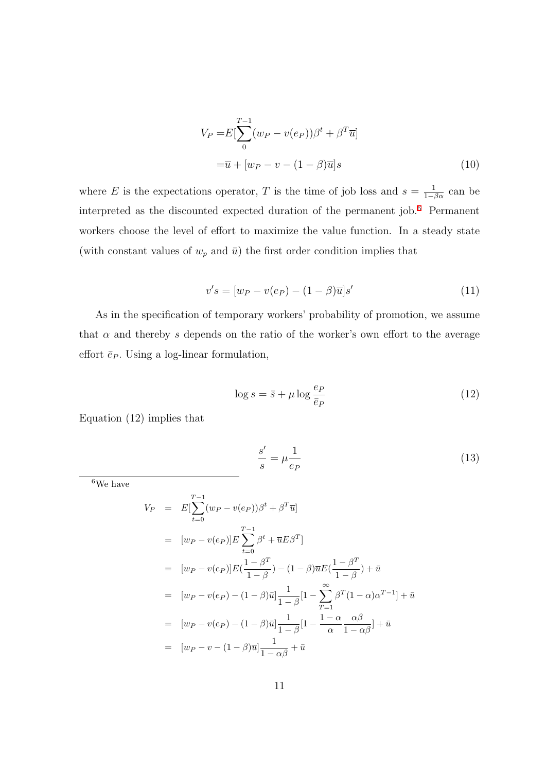$$
\begin{aligned}
V_P =& E[\sum_{0}^{T-1}(w_P - v(e_P))\beta^t + \beta^T \overline{u}] \\
=& \overline{u} + [w_P - v - (1-\beta)\overline{u}]s
\end{aligned} \tag{10}
$$

where $E$ is the expectations operator, $T$ is the time of job loss and $s = \frac{1}{1-\beta\alpha}$ can be interpreted as the discounted expected duration of the permanent job.[6] Permanent workers choose the level of effort to maximize the value function. In a steady state (with constant values of $w_p$ and $\bar{u}$) the first order condition implies that

$$
v's = [w_P - v(e_P) - (1-\beta)\overline{u}]s' \tag{11}
$$

As in the specification of temporary workers' probability of promotion, we assume that $\alpha$ and thereby $s$ depends on the ratio of the worker's own effort to the average effort $\bar{e}_P$. Using a log-linear formulation,

$$
\log s = \bar{s} + \mu \log \frac{e_P}{\bar{e}_P} \tag{12}
$$

Equation (12) implies that

$$
\frac{s'}{s} = \mu \frac{1}{e_P} \tag{13}
$$

---

[6] We have

$$
\begin{aligned}
V_P &= E[\sum_{t=0}^{T-1}(w_P - v(e_P))\beta^t + \beta^T \overline{u}] \\
&= [w_P - v(e_P)]E\sum_{t=0}^{T-1}\beta^t + \overline{u}E\beta^T] \\
&= [w_P - v(e_P)]E(\frac{1-\beta^T}{1-\beta}) - (1-\beta)\overline{u}E(\frac{1-\beta^T}{1-\beta}) + \bar{u} \\
&= [w_P - v(e_P) - (1-\beta)\bar{u}]\frac{1}{1-\beta}[1 - \sum_{T=1}^{\infty}\beta^T(1-\alpha)\alpha^{T-1}] + \bar{u} \\
&= [w_P - v(e_P) - (1-\beta)\bar{u}]\frac{1}{1-\beta}[1 - \frac{1-\alpha}{\alpha}\frac{\alpha\beta}{1-\alpha\beta}] + \bar{u} \\
&= [w_P - v - (1-\beta)\overline{u}]\frac{1}{1-\alpha\beta} + \bar{u}
\end{aligned}
$$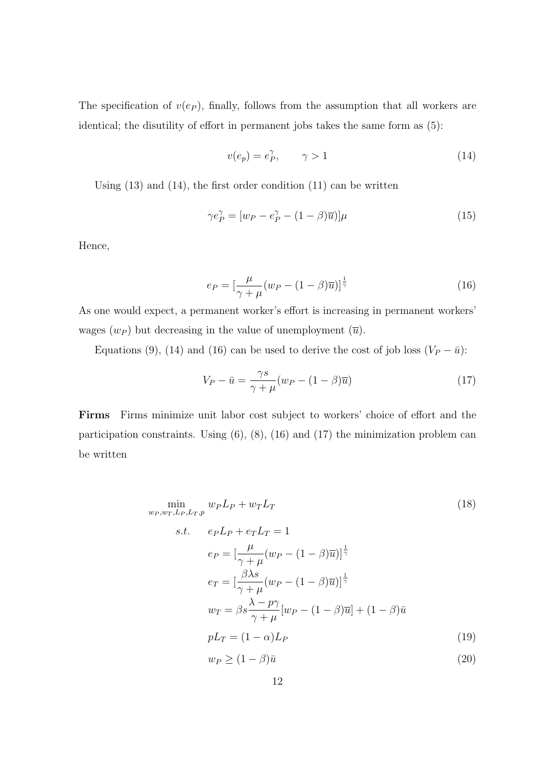The specification of $v(e_P)$, finally, follows from the assumption that all workers are identical; the disutility of effort in permanent jobs takes the same form as (5):

$$v(e_p) = e_P^{\gamma}, \qquad \gamma > 1 \tag{14}$$

Using (13) and (14), the first order condition (11) can be written

$$\gamma e_P^{\gamma} = [w_P - e_P^{\gamma} - (1-\beta)\overline{u})]\mu \tag{15}$$

Hence,

$$e_P = [\frac{\mu}{\gamma + \mu}(w_P - (1-\beta)\overline{u})]^{\frac{1}{\gamma}} \tag{16}$$

As one would expect, a permanent worker's effort is increasing in permanent workers' wages ($w_P$) but decreasing in the value of unemployment ($\overline{u}$).

Equations (9), (14) and (16) can be used to derive the cost of job loss ($V_P - \bar{u}$):

$$V_P - \bar{u} = \frac{\gamma s}{\gamma + \mu}(w_P - (1-\beta)\overline{u}) \tag{17}$$

**Firms** Firms minimize unit labor cost subject to workers' choice of effort and the participation constraints. Using (6), (8), (16) and (17) the minimization problem can be written

$$\min_{w_P, w_T, L_P, L_T, p} \quad w_P L_P + w_T L_T \tag{18}$$

$$
\begin{aligned}
s.t. \quad & e_P L_P + e_T L_T = 1 \\
& e_P = [\frac{\mu}{\gamma + \mu}(w_P - (1-\beta)\overline{u})]^{\frac{1}{\gamma}} \\
& e_T = [\frac{\beta \lambda s}{\gamma + \mu}(w_P - (1-\beta)\overline{u})]^{\frac{1}{\gamma}} \\
& w_T = \beta s \frac{\lambda - p\gamma}{\gamma + \mu}[w_P - (1-\beta)\overline{u}] + (1-\beta)\bar{u}
\end{aligned}
$$

$$pL_T = (1-\alpha)L_P \tag{19}$$

$$w_P \geq (1-\beta)\bar{u} \tag{20}$$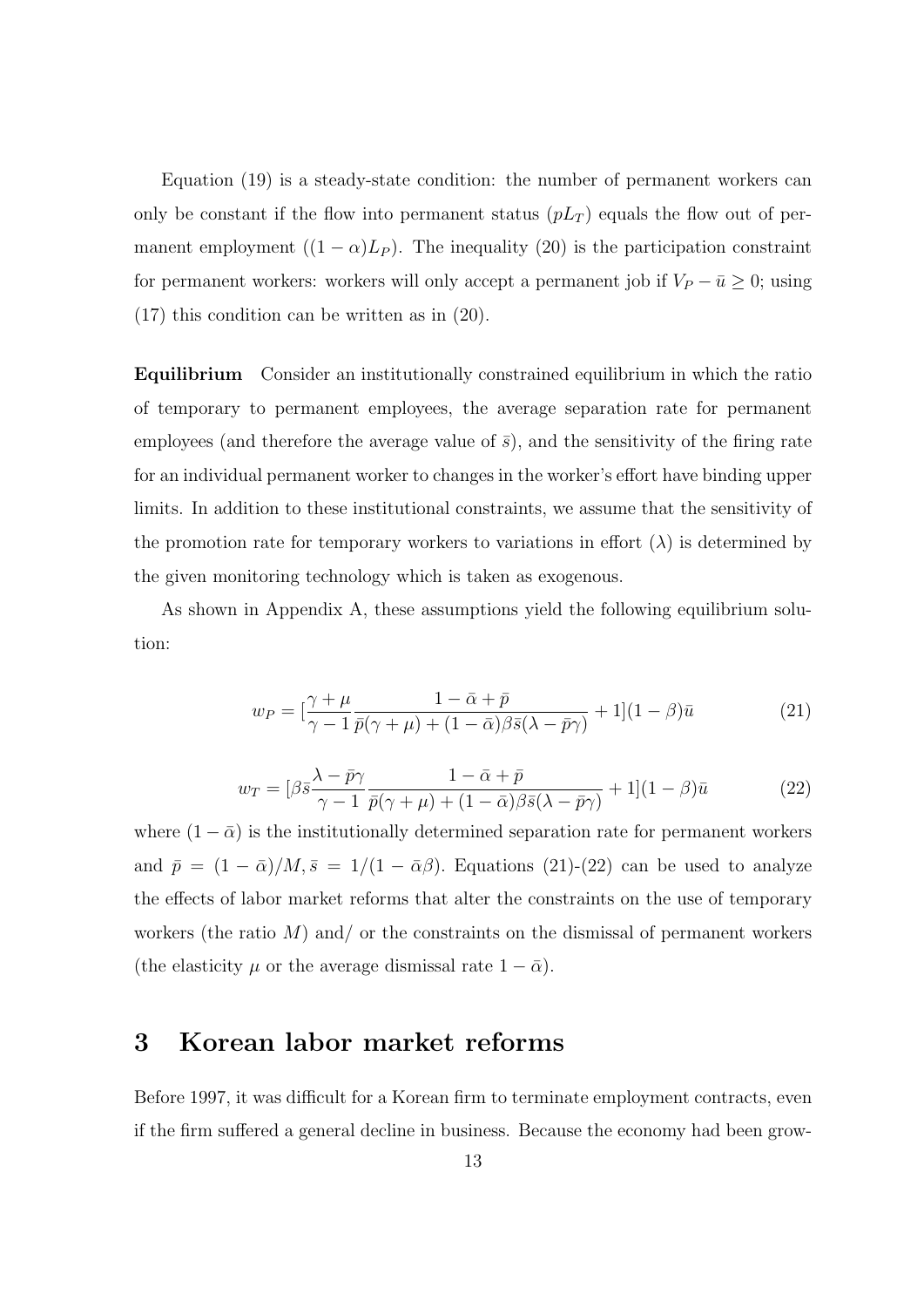Equation (19) is a steady-state condition: the number of permanent workers can only be constant if the flow into permanent status ($pL_T$) equals the flow out of permanent employment ($(1-\alpha)L_P$). The inequality (20) is the participation constraint for permanent workers: workers will only accept a permanent job if $V_P - \bar{u} \geq 0$; using (17) this condition can be written as in (20).

**Equilibrium** Consider an institutionally constrained equilibrium in which the ratio of temporary to permanent employees, the average separation rate for permanent employees (and therefore the average value of $\bar{s}$), and the sensitivity of the firing rate for an individual permanent worker to changes in the worker's effort have binding upper limits. In addition to these institutional constraints, we assume that the sensitivity of the promotion rate for temporary workers to variations in effort ($\lambda$) is determined by the given monitoring technology which is taken as exogenous.

As shown in Appendix A, these assumptions yield the following equilibrium solution:

$$w_P = [\frac{\gamma + \mu}{\gamma - 1} \frac{1 - \bar{\alpha} + \bar{p}}{\bar{p}(\gamma + \mu) + (1 - \bar{\alpha})\beta\bar{s}(\lambda - \bar{p}\gamma)} + 1](1 - \beta)\bar{u} \tag{21}$$

$$w_T = [\beta\bar{s}\frac{\lambda - \bar{p}\gamma}{\gamma - 1} \frac{1 - \bar{\alpha} + \bar{p}}{\bar{p}(\gamma + \mu) + (1 - \bar{\alpha})\beta\bar{s}(\lambda - \bar{p}\gamma)} + 1](1 - \beta)\bar{u} \tag{22}$$

where $(1 - \bar{\alpha})$ is the institutionally determined separation rate for permanent workers and $\bar{p} = (1 - \bar{\alpha})/M, \bar{s} = 1/(1 - \bar{\alpha}\beta)$. Equations (21)-(22) can be used to analyze the effects of labor market reforms that alter the constraints on the use of temporary workers (the ratio $M$) and/ or the constraints on the dismissal of permanent workers (the elasticity $\mu$ or the average dismissal rate $1 - \bar{\alpha}$).

# 3 Korean labor market reforms

Before 1997, it was difficult for a Korean firm to terminate employment contracts, even if the firm suffered a general decline in business. Because the economy had been grow-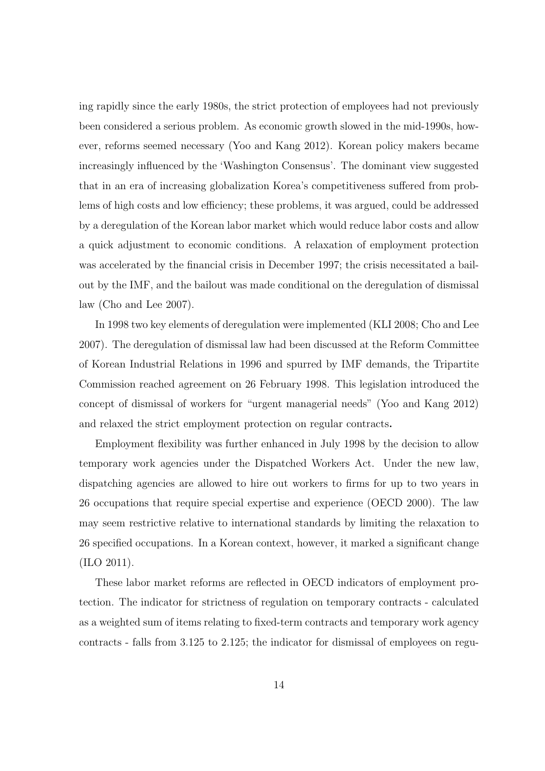ing rapidly since the early 1980s, the strict protection of employees had not previously been considered a serious problem. As economic growth slowed in the mid-1990s, however, reforms seemed necessary (Yoo and Kang 2012). Korean policy makers became increasingly influenced by the 'Washington Consensus'. The dominant view suggested that in an era of increasing globalization Korea's competitiveness suffered from problems of high costs and low efficiency; these problems, it was argued, could be addressed by a deregulation of the Korean labor market which would reduce labor costs and allow a quick adjustment to economic conditions. A relaxation of employment protection was accelerated by the financial crisis in December 1997; the crisis necessitated a bailout by the IMF, and the bailout was made conditional on the deregulation of dismissal law (Cho and Lee 2007).

In 1998 two key elements of deregulation were implemented (KLI 2008; Cho and Lee 2007). The deregulation of dismissal law had been discussed at the Reform Committee of Korean Industrial Relations in 1996 and spurred by IMF demands, the Tripartite Commission reached agreement on 26 February 1998. This legislation introduced the concept of dismissal of workers for "urgent managerial needs" (Yoo and Kang 2012) and relaxed the strict employment protection on regular contracts.

Employment flexibility was further enhanced in July 1998 by the decision to allow temporary work agencies under the Dispatched Workers Act. Under the new law, dispatching agencies are allowed to hire out workers to firms for up to two years in 26 occupations that require special expertise and experience (OECD 2000). The law may seem restrictive relative to international standards by limiting the relaxation to 26 specified occupations. In a Korean context, however, it marked a significant change (ILO 2011).

These labor market reforms are reflected in OECD indicators of employment protection. The indicator for strictness of regulation on temporary contracts - calculated as a weighted sum of items relating to fixed-term contracts and temporary work agency contracts - falls from 3.125 to 2.125; the indicator for dismissal of employees on regu-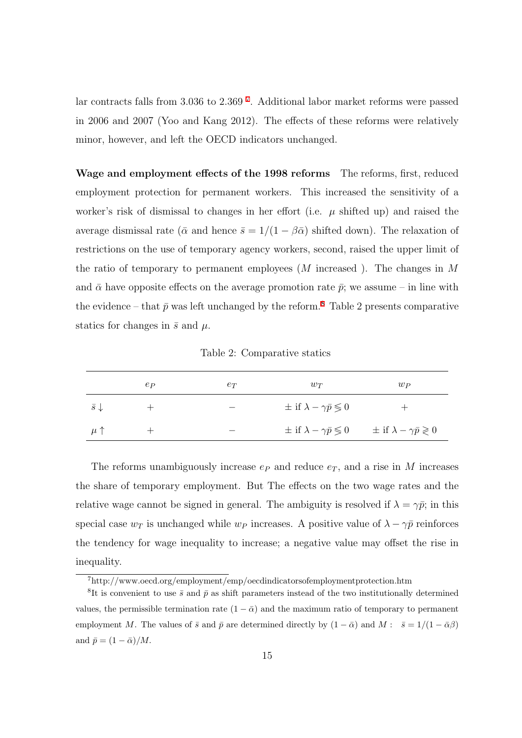lar contracts falls from 3.036 to 2.369 [7]. Additional labor market reforms were passed in 2006 and 2007 (Yoo and Kang 2012). The effects of these reforms were relatively minor, however, and left the OECD indicators unchanged.

**Wage and employment effects of the 1998 reforms** The reforms, first, reduced employment protection for permanent workers. This increased the sensitivity of a worker's risk of dismissal to changes in her effort (i.e. $\mu$ shifted up) and raised the average dismissal rate ($\bar{\alpha}$ and hence $\bar{s} = 1/(1-\beta\bar{\alpha})$ shifted down). The relaxation of restrictions on the use of temporary agency workers, second, raised the upper limit of the ratio of temporary to permanent employees ($M$ increased ). The changes in $M$ and $\bar{\alpha}$ have opposite effects on the average promotion rate $\bar{p}$; we assume – in line with the evidence – that $\bar{p}$ was left unchanged by the reform.[8] Table 2 presents comparative statics for changes in $\bar{s}$ and $\mu$.

Table 2: Comparative statics

| | $e_P$ | $e_T$ | $w_T$ | $w_P$ |
|---|---|---|---|---|
| $\bar{s}\downarrow$ | $+$ | $-$ | $\pm$ if $\lambda - \gamma\bar{p} \lessgtr 0$ | $+$ |
| $\mu\uparrow$ | $+$ | $-$ | $\pm$ if $\lambda - \gamma\bar{p} \lessgtr 0$ | $\pm$ if $\lambda - \gamma\bar{p} \gtrless 0$ |

The reforms unambiguously increase $e_P$ and reduce $e_T$, and a rise in $M$ increases the share of temporary employment. But The effects on the two wage rates and the relative wage cannot be signed in general. The ambiguity is resolved if $\lambda = \gamma\bar{p}$; in this special case $w_T$ is unchanged while $w_P$ increases. A positive value of $\lambda - \gamma\bar{p}$ reinforces the tendency for wage inequality to increase; a negative value may offset the rise in inequality.

[7] http://www.oecd.org/employment/emp/oecdindicatorsofemploymentprotection.htm

[8] It is convenient to use $\bar{s}$ and $\bar{p}$ as shift parameters instead of the two institutionally determined values, the permissible termination rate $(1-\bar{\alpha})$ and the maximum ratio of temporary to permanent employment $M$. The values of $\bar{s}$ and $\bar{p}$ are determined directly by $(1-\bar{\alpha})$ and $M$: $\bar{s} = 1/(1-\bar{\alpha}\beta)$ and $\bar{p} = (1-\bar{\alpha})/M$.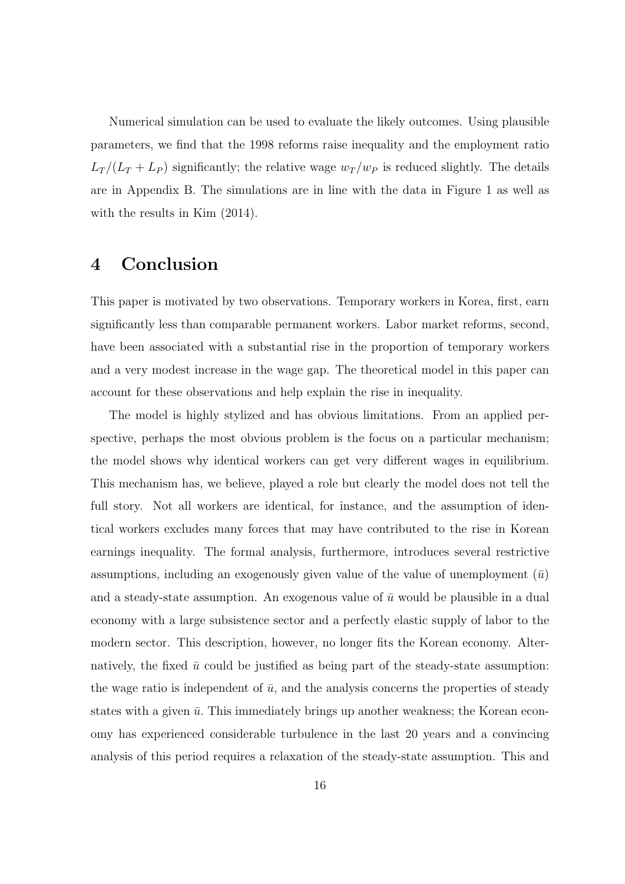Numerical simulation can be used to evaluate the likely outcomes. Using plausible parameters, we find that the 1998 reforms raise inequality and the employment ratio $L_T/(L_T + L_P)$ significantly; the relative wage $w_T/w_P$ is reduced slightly. The details are in Appendix B. The simulations are in line with the data in Figure 1 as well as with the results in Kim (2014).

# 4 Conclusion

This paper is motivated by two observations. Temporary workers in Korea, first, earn significantly less than comparable permanent workers. Labor market reforms, second, have been associated with a substantial rise in the proportion of temporary workers and a very modest increase in the wage gap. The theoretical model in this paper can account for these observations and help explain the rise in inequality.

The model is highly stylized and has obvious limitations. From an applied perspective, perhaps the most obvious problem is the focus on a particular mechanism; the model shows why identical workers can get very different wages in equilibrium. This mechanism has, we believe, played a role but clearly the model does not tell the full story. Not all workers are identical, for instance, and the assumption of identical workers excludes many forces that may have contributed to the rise in Korean earnings inequality. The formal analysis, furthermore, introduces several restrictive assumptions, including an exogenously given value of the value of unemployment ($\bar{u}$) and a steady-state assumption. An exogenous value of $\bar{u}$ would be plausible in a dual economy with a large subsistence sector and a perfectly elastic supply of labor to the modern sector. This description, however, no longer fits the Korean economy. Alternatively, the fixed $\bar{u}$ could be justified as being part of the steady-state assumption: the wage ratio is independent of $\bar{u}$, and the analysis concerns the properties of steady states with a given $\bar{u}$. This immediately brings up another weakness; the Korean economy has experienced considerable turbulence in the last 20 years and a convincing analysis of this period requires a relaxation of the steady-state assumption. This and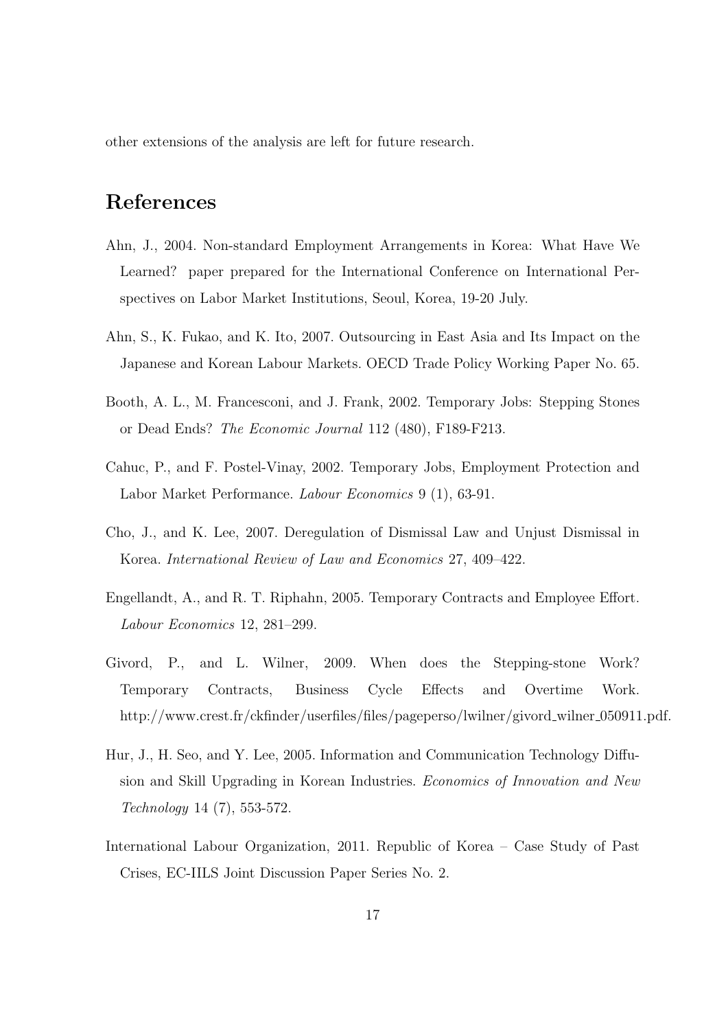other extensions of the analysis are left for future research.

# References

Ahn, J., 2004. Non-standard Employment Arrangements in Korea: What Have We Learned? paper prepared for the International Conference on International Perspectives on Labor Market Institutions, Seoul, Korea, 19-20 July.

Ahn, S., K. Fukao, and K. Ito, 2007. Outsourcing in East Asia and Its Impact on the Japanese and Korean Labour Markets. OECD Trade Policy Working Paper No. 65.

Booth, A. L., M. Francesconi, and J. Frank, 2002. Temporary Jobs: Stepping Stones or Dead Ends? *The Economic Journal* 112 (480), F189-F213.

Cahuc, P., and F. Postel-Vinay, 2002. Temporary Jobs, Employment Protection and Labor Market Performance. *Labour Economics* 9 (1), 63-91.

Cho, J., and K. Lee, 2007. Deregulation of Dismissal Law and Unjust Dismissal in Korea. *International Review of Law and Economics* 27, 409–422.

Engellandt, A., and R. T. Riphahn, 2005. Temporary Contracts and Employee Effort. *Labour Economics* 12, 281–299.

Givord, P., and L. Wilner, 2009. When does the Stepping-stone Work? Temporary Contracts, Business Cycle Effects and Overtime Work. http://www.crest.fr/ckfinder/userfiles/files/pageperso/lwilner/givord_wilner_050911.pdf.

Hur, J., H. Seo, and Y. Lee, 2005. Information and Communication Technology Diffusion and Skill Upgrading in Korean Industries. *Economics of Innovation and New Technology* 14 (7), 553-572.

International Labour Organization, 2011. Republic of Korea – Case Study of Past Crises, EC-IILS Joint Discussion Paper Series No. 2.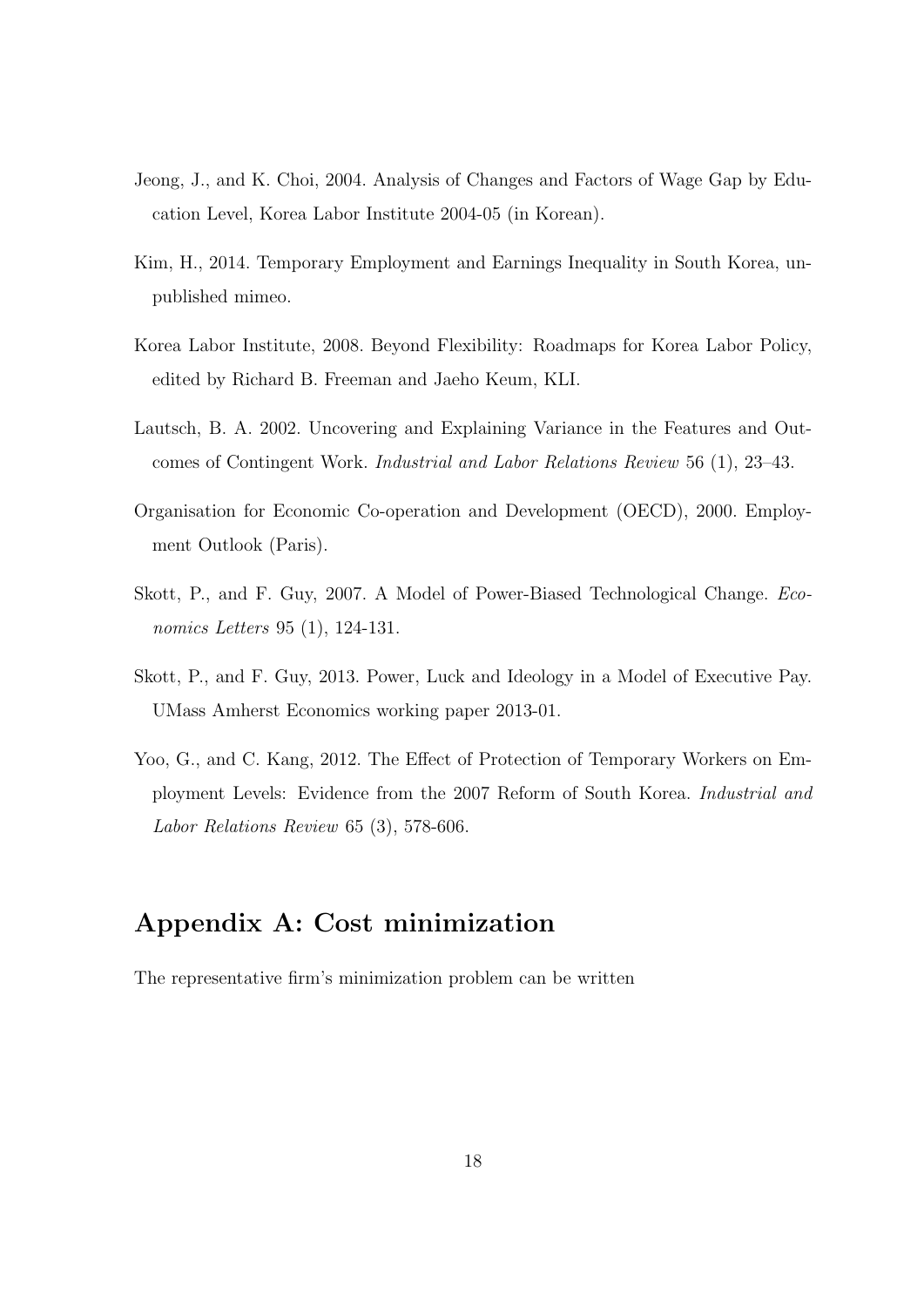Jeong, J., and K. Choi, 2004. Analysis of Changes and Factors of Wage Gap by Education Level, Korea Labor Institute 2004-05 (in Korean).

Kim, H., 2014. Temporary Employment and Earnings Inequality in South Korea, unpublished mimeo.

Korea Labor Institute, 2008. Beyond Flexibility: Roadmaps for Korea Labor Policy, edited by Richard B. Freeman and Jaeho Keum, KLI.

Lautsch, B. A. 2002. Uncovering and Explaining Variance in the Features and Outcomes of Contingent Work. *Industrial and Labor Relations Review* 56 (1), 23–43.

Organisation for Economic Co-operation and Development (OECD), 2000. Employment Outlook (Paris).

Skott, P., and F. Guy, 2007. A Model of Power-Biased Technological Change. *Economics Letters* 95 (1), 124-131.

Skott, P., and F. Guy, 2013. Power, Luck and Ideology in a Model of Executive Pay. UMass Amherst Economics working paper 2013-01.

Yoo, G., and C. Kang, 2012. The Effect of Protection of Temporary Workers on Employment Levels: Evidence from the 2007 Reform of South Korea. *Industrial and Labor Relations Review* 65 (3), 578-606.

## Appendix A: Cost minimization

The representative firm's minimization problem can be written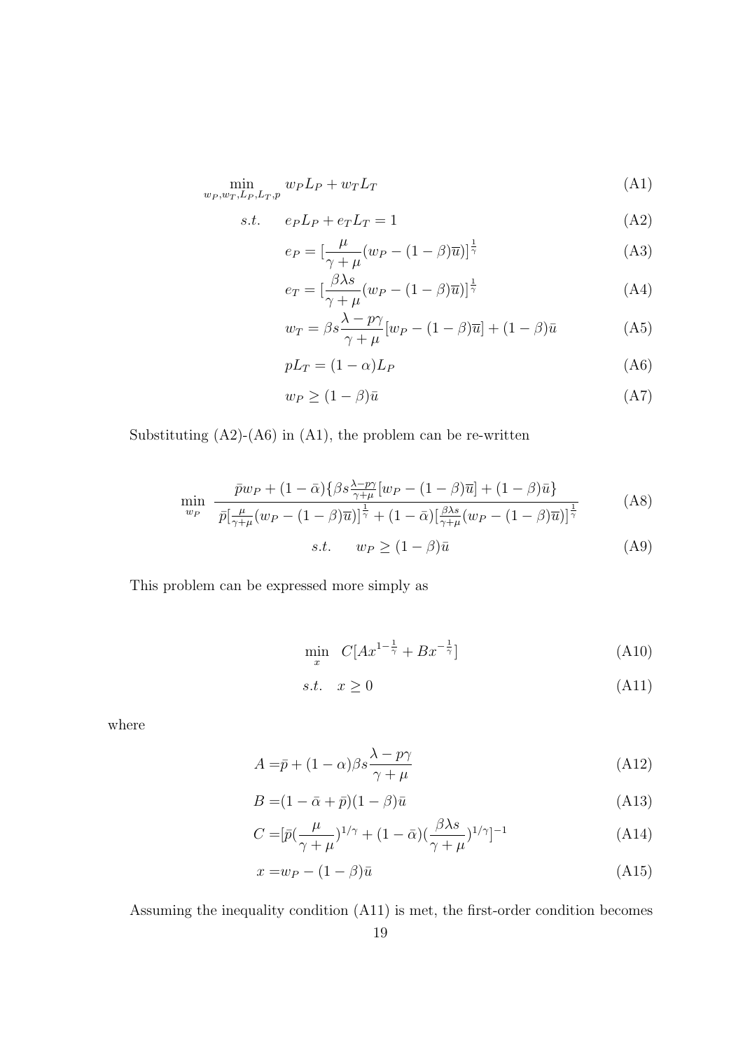$$\min_{w_P, w_T, L_P, L_T, p} \quad w_P L_P + w_T L_T \tag{A1}$$

$$s.t. \quad e_P L_P + e_T L_T = 1 \tag{A2}$$

$$e_P = [\frac{\mu}{\gamma + \mu}(w_P - (1-\beta)\overline{u})]^{\frac{1}{\gamma}} \tag{A3}$$

$$e_T = [\frac{\beta \lambda s}{\gamma + \mu}(w_P - (1-\beta)\overline{u})]^{\frac{1}{\gamma}} \tag{A4}$$

$$w_T = \beta s \frac{\lambda - p\gamma}{\gamma + \mu}[w_P - (1-\beta)\overline{u}] + (1-\beta)\bar{u} \tag{A5}$$

$$pL_T = (1-\alpha)L_P \tag{A6}$$

$$w_P \geq (1-\beta)\bar{u} \tag{A7}$$

Substituting (A2)-(A6) in (A1), the problem can be re-written

$$\min_{w_P} \quad \frac{\bar{p}w_P + (1-\bar{\alpha})\{\beta s \frac{\lambda - p\gamma}{\gamma+\mu}[w_P - (1-\beta)\overline{u}] + (1-\beta)\bar{u}\}}{\bar{p}[\frac{\mu}{\gamma+\mu}(w_P - (1-\beta)\overline{u})]^{\frac{1}{\gamma}} + (1-\bar{\alpha})[\frac{\beta\lambda s}{\gamma+\mu}(w_P - (1-\beta)\overline{u})]^{\frac{1}{\gamma}}} \tag{A8}$$

$$s.t. \qquad w_P \geq (1-\beta)\bar{u} \tag{A9}$$

This problem can be expressed more simply as

$$\min_{x} \quad C[Ax^{1-\frac{1}{\gamma}} + Bx^{-\frac{1}{\gamma}}] \tag{A10}$$

$$s.t. \quad x \geq 0 \tag{A11}$$

where

$$A = \bar{p} + (1-\alpha)\beta s \frac{\lambda - p\gamma}{\gamma + \mu} \tag{A12}$$

$$B = (1 - \bar{\alpha} + \bar{p})(1-\beta)\bar{u} \tag{A13}$$

$$C = [\bar{p}(\frac{\mu}{\gamma+\mu})^{1/\gamma} + (1-\bar{\alpha})(\frac{\beta\lambda s}{\gamma+\mu})^{1/\gamma}]^{-1} \tag{A14}$$

$$x = w_P - (1-\beta)\bar{u} \tag{A15}$$

Assuming the inequality condition (A11) is met, the first-order condition becomes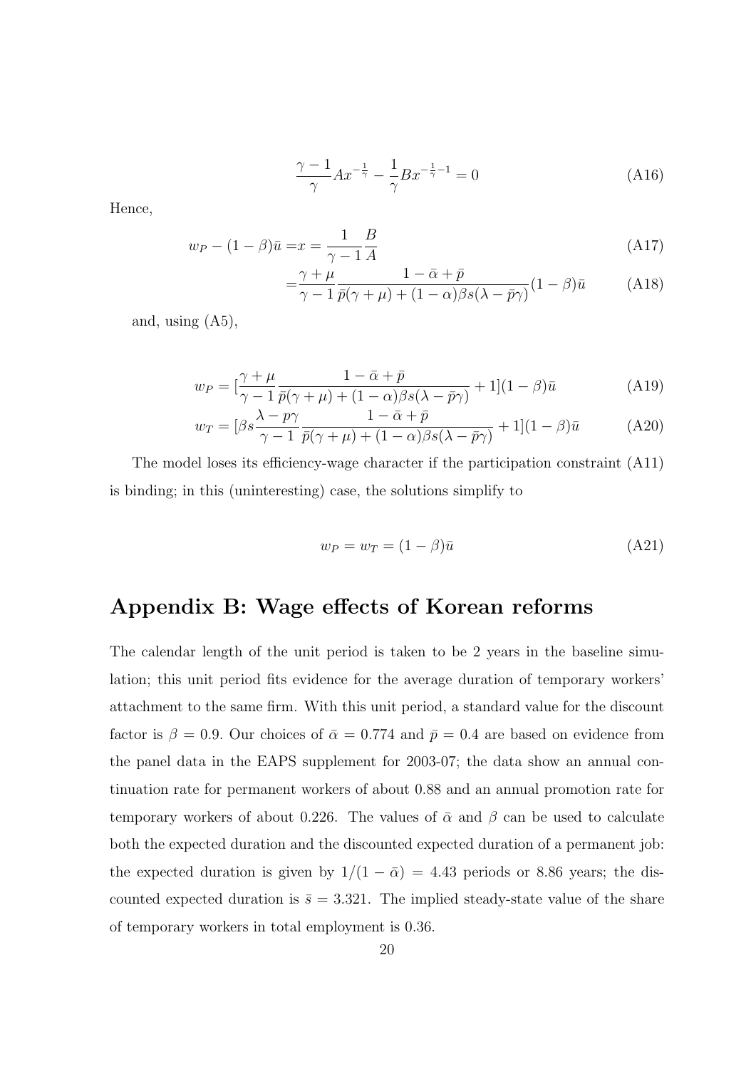$$\frac{\gamma - 1}{\gamma} A x^{-\frac{1}{\gamma}} - \frac{1}{\gamma} B x^{-\frac{1}{\gamma}-1} = 0 \tag{A16}$$

Hence,

$$w_P - (1-\beta)\bar{u} = x = \frac{1}{\gamma - 1}\frac{B}{A} \tag{A17}$$

$$= \frac{\gamma + \mu}{\gamma - 1}\frac{1 - \bar{\alpha} + \bar{p}}{\bar{p}(\gamma + \mu) + (1-\alpha)\beta s(\lambda - \bar{p}\gamma)}(1-\beta)\bar{u} \tag{A18}$$

and, using (A5),

$$w_P = [\frac{\gamma + \mu}{\gamma - 1}\frac{1 - \bar{\alpha} + \bar{p}}{\bar{p}(\gamma + \mu) + (1-\alpha)\beta s(\lambda - \bar{p}\gamma)} + 1](1-\beta)\bar{u} \tag{A19}$$

$$w_T = [\beta s\frac{\lambda - p\gamma}{\gamma - 1}\frac{1 - \bar{\alpha} + \bar{p}}{\bar{p}(\gamma + \mu) + (1-\alpha)\beta s(\lambda - \bar{p}\gamma)} + 1](1-\beta)\bar{u} \tag{A20}$$

The model loses its efficiency-wage character if the participation constraint (A11) is binding; in this (uninteresting) case, the solutions simplify to

$$w_P = w_T = (1-\beta)\bar{u} \tag{A21}$$

# Appendix B: Wage effects of Korean reforms

The calendar length of the unit period is taken to be 2 years in the baseline simulation; this unit period fits evidence for the average duration of temporary workers' attachment to the same firm. With this unit period, a standard value for the discount factor is $\beta = 0.9$. Our choices of $\bar{\alpha} = 0.774$ and $\bar{p} = 0.4$ are based on evidence from the panel data in the EAPS supplement for 2003-07; the data show an annual continuation rate for permanent workers of about 0.88 and an annual promotion rate for temporary workers of about 0.226. The values of $\bar{\alpha}$ and $\beta$ can be used to calculate both the expected duration and the discounted expected duration of a permanent job: the expected duration is given by $1/(1-\bar{\alpha}) = 4.43$ periods or 8.86 years; the discounted expected duration is $\bar{s} = 3.321$. The implied steady-state value of the share of temporary workers in total employment is 0.36.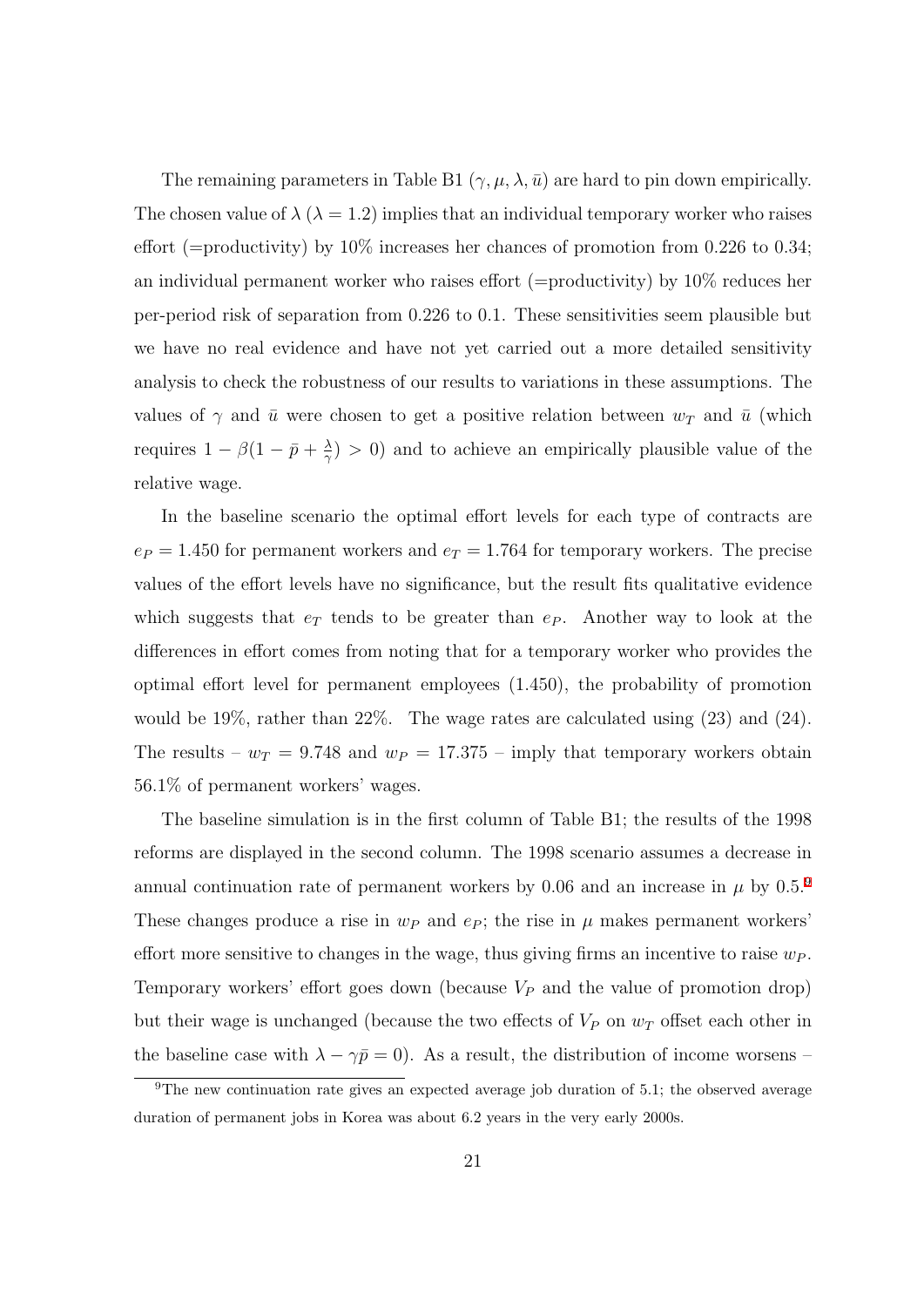The remaining parameters in Table B1 ($\gamma, \mu, \lambda, \bar{u}$) are hard to pin down empirically. The chosen value of $\lambda$ ($\lambda = 1.2$) implies that an individual temporary worker who raises effort (=productivity) by 10% increases her chances of promotion from 0.226 to 0.34; an individual permanent worker who raises effort (=productivity) by 10% reduces her per-period risk of separation from 0.226 to 0.1. These sensitivities seem plausible but we have no real evidence and have not yet carried out a more detailed sensitivity analysis to check the robustness of our results to variations in these assumptions. The values of $\gamma$ and $\bar{u}$ were chosen to get a positive relation between $w_T$ and $\bar{u}$ (which requires $1 - \beta(1 - \bar{p} + \frac{\lambda}{\gamma}) > 0$) and to achieve an empirically plausible value of the relative wage.

In the baseline scenario the optimal effort levels for each type of contracts are $e_P = 1.450$ for permanent workers and $e_T = 1.764$ for temporary workers. The precise values of the effort levels have no significance, but the result fits qualitative evidence which suggests that $e_T$ tends to be greater than $e_P$. Another way to look at the differences in effort comes from noting that for a temporary worker who provides the optimal effort level for permanent employees (1.450), the probability of promotion would be 19%, rather than 22%. The wage rates are calculated using (23) and (24). The results – $w_T = 9.748$ and $w_P = 17.375$ – imply that temporary workers obtain 56.1% of permanent workers' wages.

The baseline simulation is in the first column of Table B1; the results of the 1998 reforms are displayed in the second column. The 1998 scenario assumes a decrease in annual continuation rate of permanent workers by 0.06 and an increase in $\mu$ by 0.5.[9] These changes produce a rise in $w_P$ and $e_P$; the rise in $\mu$ makes permanent workers' effort more sensitive to changes in the wage, thus giving firms an incentive to raise $w_P$. Temporary workers' effort goes down (because $V_P$ and the value of promotion drop) but their wage is unchanged (because the two effects of $V_P$ on $w_T$ offset each other in the baseline case with $\lambda - \gamma\bar{p} = 0$). As a result, the distribution of income worsens –

[9] The new continuation rate gives an expected average job duration of 5.1; the observed average duration of permanent jobs in Korea was about 6.2 years in the very early 2000s.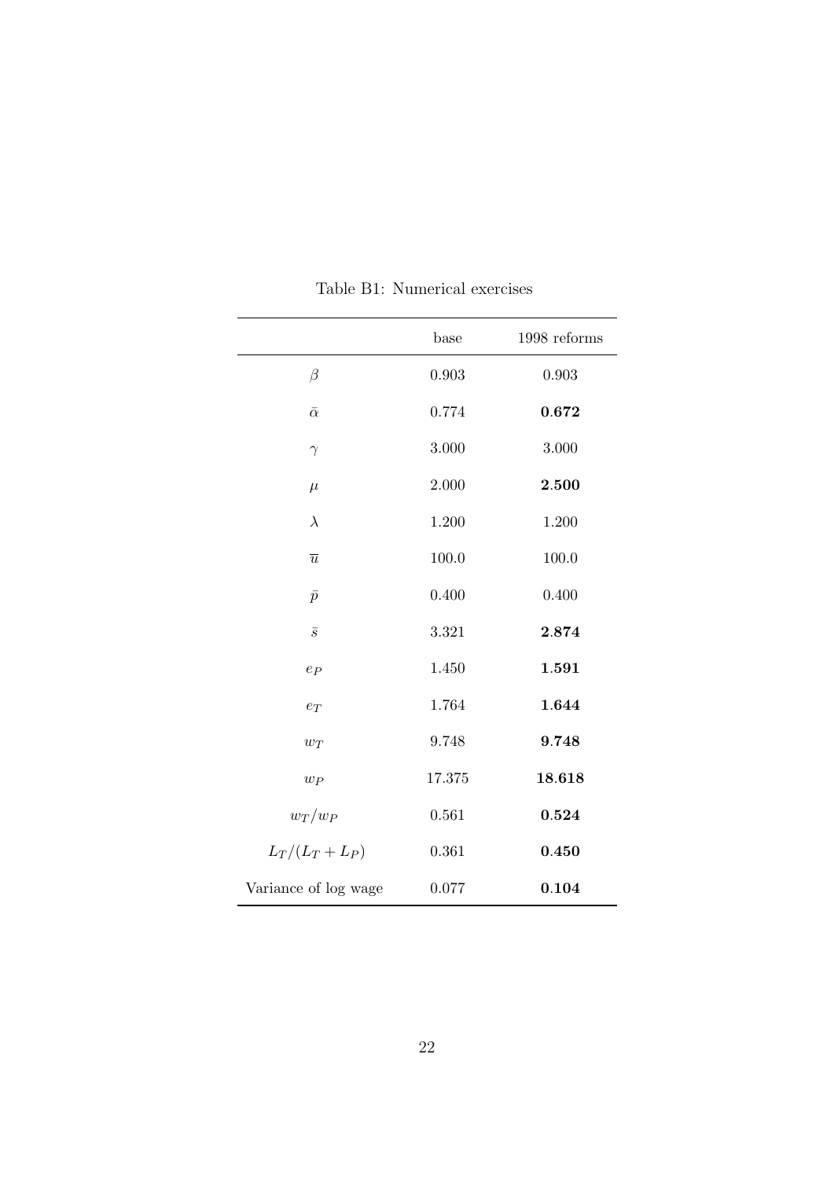Table B1: Numerical exercises

| | base | 1998 reforms |
|---|---|---|
| $\beta$ | 0.903 | 0.903 |
| $\bar{\alpha}$ | 0.774 | **0.672** |
| $\gamma$ | 3.000 | 3.000 |
| $\mu$ | 2.000 | **2.500** |
| $\lambda$ | 1.200 | 1.200 |
| $\overline{u}$ | 100.0 | 100.0 |
| $\bar{p}$ | 0.400 | 0.400 |
| $\bar{s}$ | 3.321 | **2.874** |
| $e_P$ | 1.450 | **1.591** |
| $e_T$ | 1.764 | **1.644** |
| $w_T$ | 9.748 | **9.748** |
| $w_P$ | 17.375 | **18.618** |
| $w_T/w_P$ | 0.561 | **0.524** |
| $L_T/(L_T+L_P)$ | 0.361 | **0.450** |
| Variance of log wage | 0.077 | **0.104** |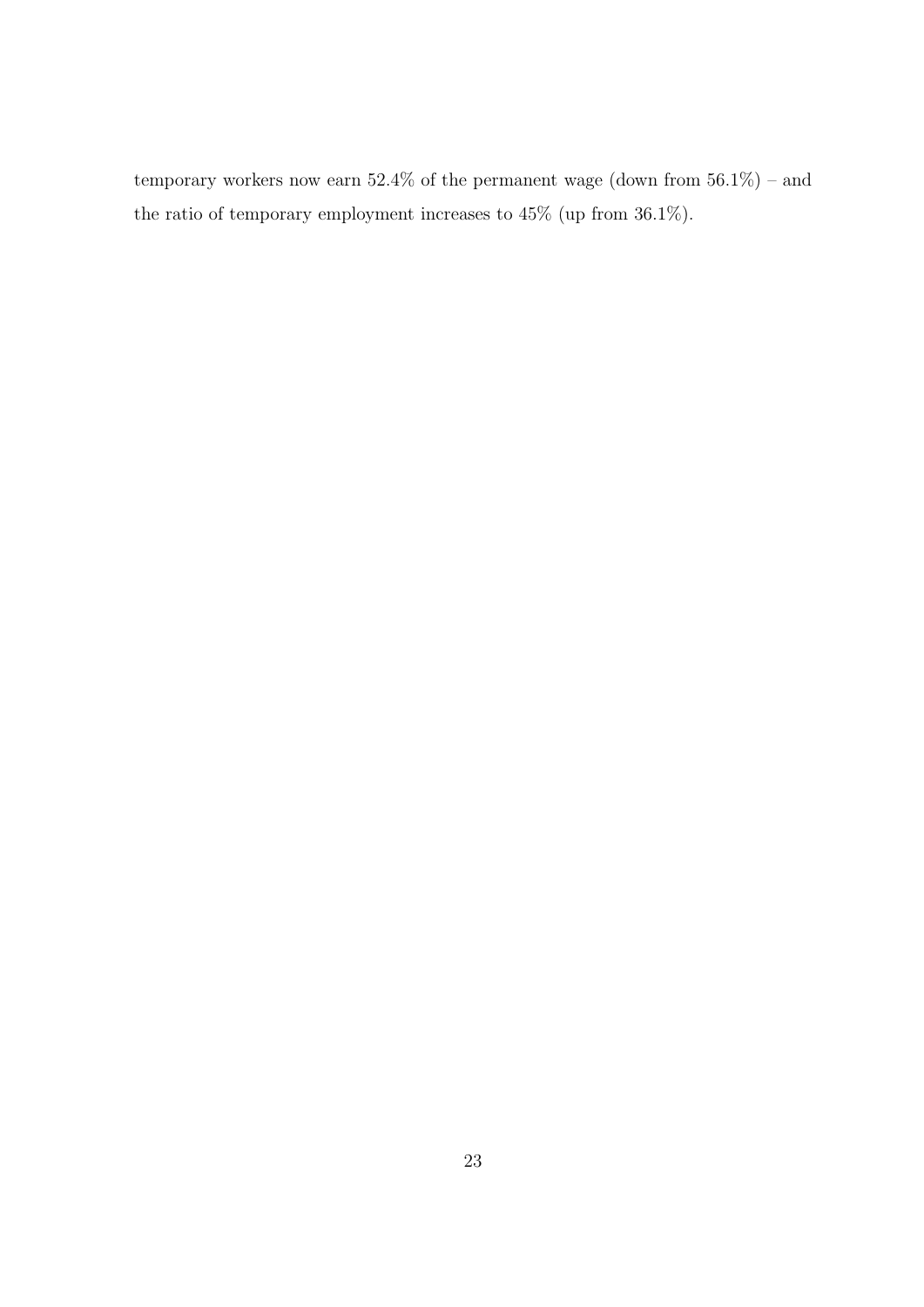temporary workers now earn 52.4% of the permanent wage (down from 56.1%) – and the ratio of temporary employment increases to 45% (up from 36.1%).